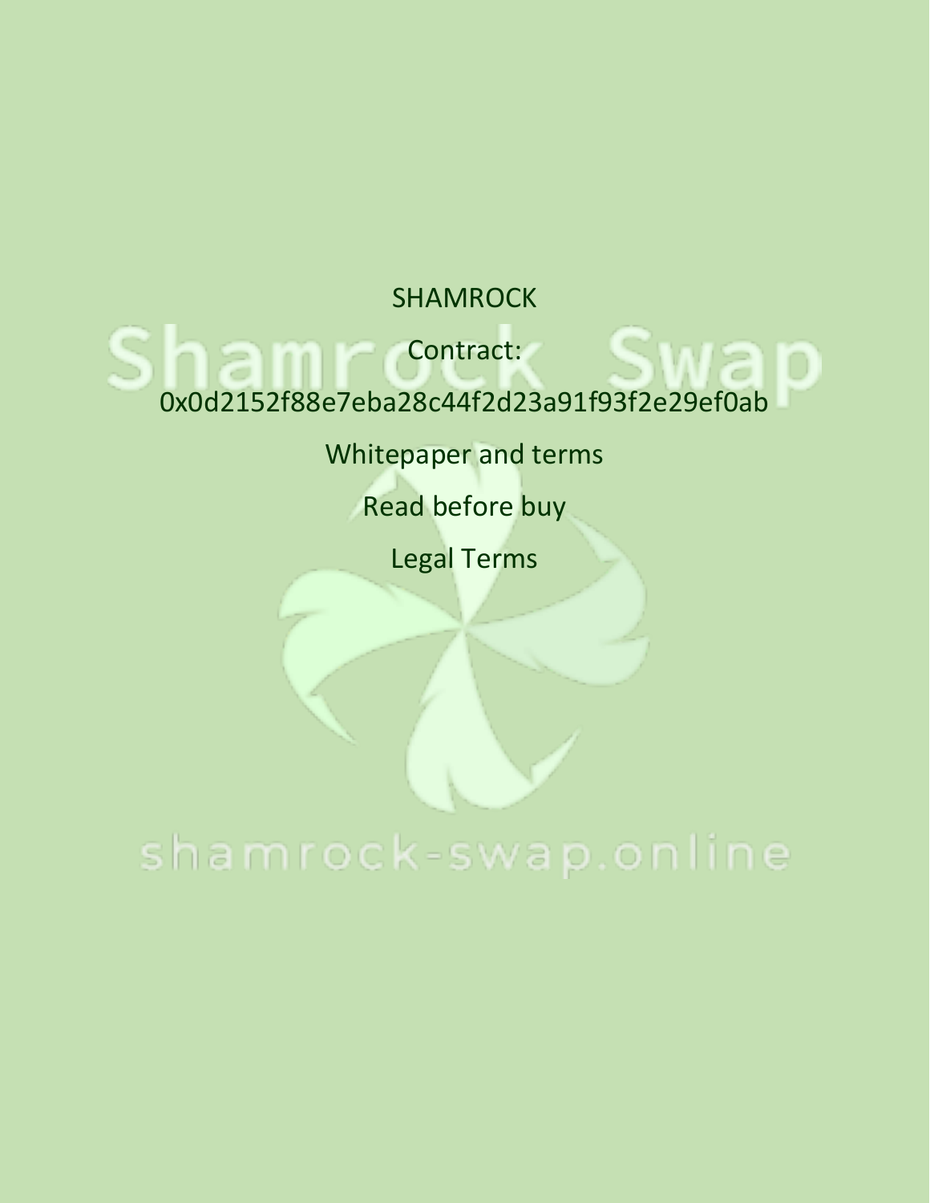SHAMROCK

Contract:

0x0d2152f88e7eba28c44f2d23a91f93f2e29ef0ab

Whitepaper and terms

Read before buy

Legal Terms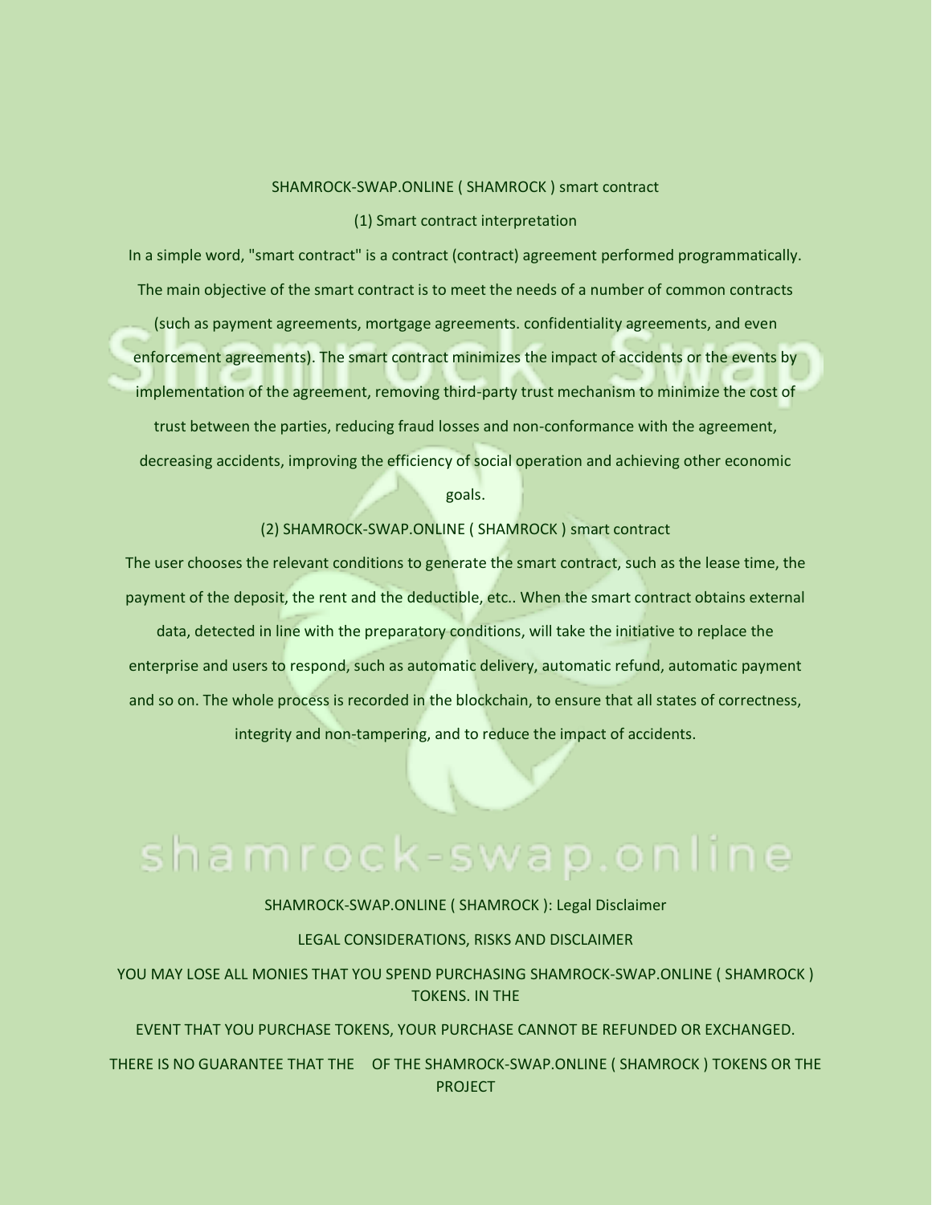SHAMROCK-SWAP.ONLINE ( SHAMROCK ) smart contract

(1) Smart contract interpretation

In a simple word, "smart contract" is a contract (contract) agreement performed programmatically. The main objective of the smart contract is to meet the needs of a number of common contracts (such as payment agreements, mortgage agreements. confidentiality agreements, and even enforcement agreements). The smart contract minimizes the impact of accidents or the events by implementation of the agreement, removing third-party trust mechanism to minimize the cost of trust between the parties, reducing fraud losses and non-conformance with the agreement, decreasing accidents, improving the efficiency of social operation and achieving other economic goals.

(2) SHAMROCK-SWAP.ONLINE ( SHAMROCK ) smart contract

The user chooses the relevant conditions to generate the smart contract, such as the lease time, the payment of the deposit, the rent and the deductible, etc.. When the smart contract obtains external data, detected in line with the preparatory conditions, will take the initiative to replace the enterprise and users to respond, such as automatic delivery, automatic refund, automatic payment and so on. The whole process is recorded in the blockchain, to ensure that all states of correctness, integrity and non-tampering, and to reduce the impact of accidents.

SHAMROCK-SWAP.ONLINE ( SHAMROCK ): Legal Disclaimer

LEGAL CONSIDERATIONS, RISKS AND DISCLAIMER

YOU MAY LOSE ALL MONIES THAT YOU SPEND PURCHASING SHAMROCK-SWAP.ONLINE ( SHAMROCK ) TOKENS. IN THE

EVENT THAT YOU PURCHASE TOKENS, YOUR PURCHASE CANNOT BE REFUNDED OR EXCHANGED.

THERE IS NO GUARANTEE THAT THE OF THE SHAMROCK-SWAP.ONLINE ( SHAMROCK ) TOKENS OR THE PROJECT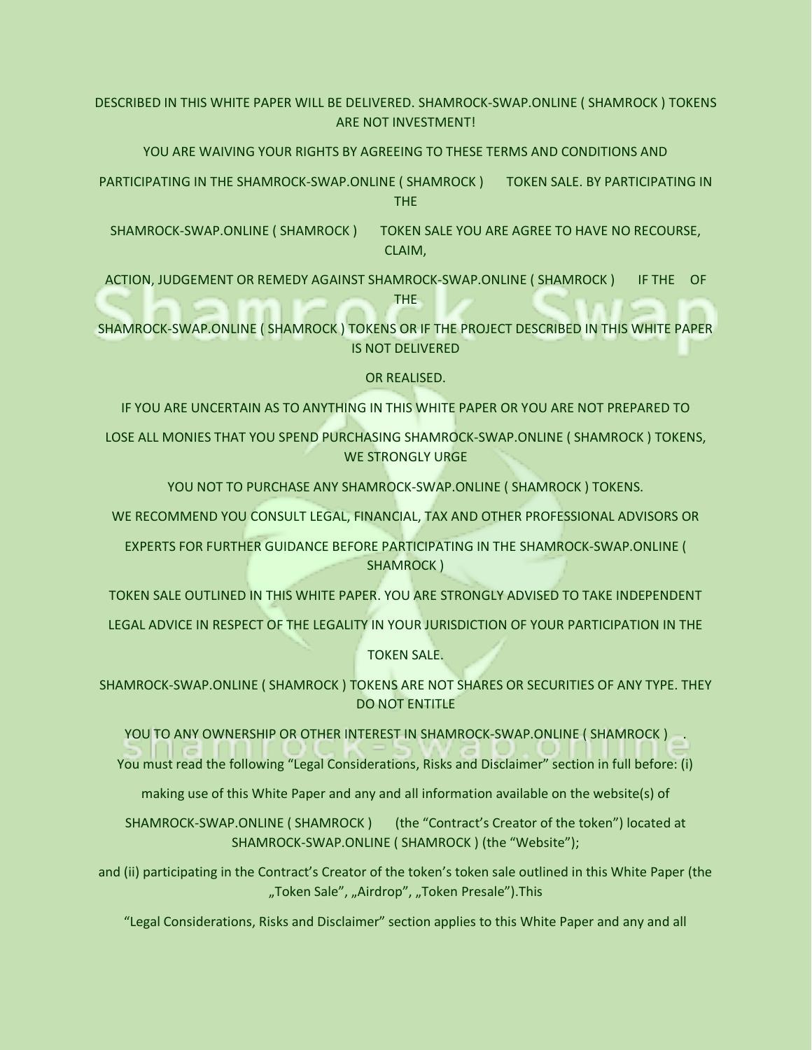DESCRIBED IN THIS WHITE PAPER WILL BE DELIVERED. SHAMROCK-SWAP.ONLINE ( SHAMROCK ) TOKENS ARE NOT INVESTMENT!

YOU ARE WAIVING YOUR RIGHTS BY AGREEING TO THESE TERMS AND CONDITIONS AND

PARTICIPATING IN THE SHAMROCK-SWAP.ONLINE ( SHAMROCK ) TOKEN SALE. BY PARTICIPATING IN THE

SHAMROCK-SWAP.ONLINE ( SHAMROCK ) TOKEN SALE YOU ARE AGREE TO HAVE NO RECOURSE, CLAIM,

ACTION, JUDGEMENT OR REMEDY AGAINST SHAMROCK-SWAP.ONLINE ( SHAMROCK ) IF THE OF THE

SHAMROCK-SWAP.ONLINE ( SHAMROCK ) TOKENS OR IF THE PROJECT DESCRIBED IN THIS WHITE PAPER IS NOT DELIVERED

OR REALISED.

IF YOU ARE UNCERTAIN AS TO ANYTHING IN THIS WHITE PAPER OR YOU ARE NOT PREPARED TO

LOSE ALL MONIES THAT YOU SPEND PURCHASING SHAMROCK-SWAP.ONLINE ( SHAMROCK ) TOKENS, WE STRONGLY URGE

YOU NOT TO PURCHASE ANY SHAMROCK-SWAP.ONLINE ( SHAMROCK ) TOKENS.

WE RECOMMEND YOU CONSULT LEGAL, FINANCIAL, TAX AND OTHER PROFESSIONAL ADVISORS OR

EXPERTS FOR FURTHER GUIDANCE BEFORE PARTICIPATING IN THE SHAMROCK-SWAP.ONLINE ( SHAMROCK )

TOKEN SALE OUTLINED IN THIS WHITE PAPER. YOU ARE STRONGLY ADVISED TO TAKE INDEPENDENT

LEGAL ADVICE IN RESPECT OF THE LEGALITY IN YOUR JURISDICTION OF YOUR PARTICIPATION IN THE

TOKEN SALE.

SHAMROCK-SWAP.ONLINE ( SHAMROCK ) TOKENS ARE NOT SHARES OR SECURITIES OF ANY TYPE. THEY DO NOT ENTITLE

YOU TO ANY OWNERSHIP OR OTHER INTEREST IN SHAMROCK-SWAP.ONLINE ( SHAMROCK ) .

You must read the following “Legal Considerations, Risks and Disclaimer” section in full before: (i)

making use of this White Paper and any and all information available on the website(s) of

SHAMROCK-SWAP.ONLINE ( SHAMROCK ) (the “Contract’s Creator of the token”) located at SHAMROCK-SWAP.ONLINE ( SHAMROCK ) (the “Website”);

and (ii) participating in the Contract’s Creator of the token’s token sale outlined in this White Paper (the „Token Sale”, „Airdrop”, „Token Presale”).This

“Legal Considerations, Risks and Disclaimer” section applies to this White Paper and any and all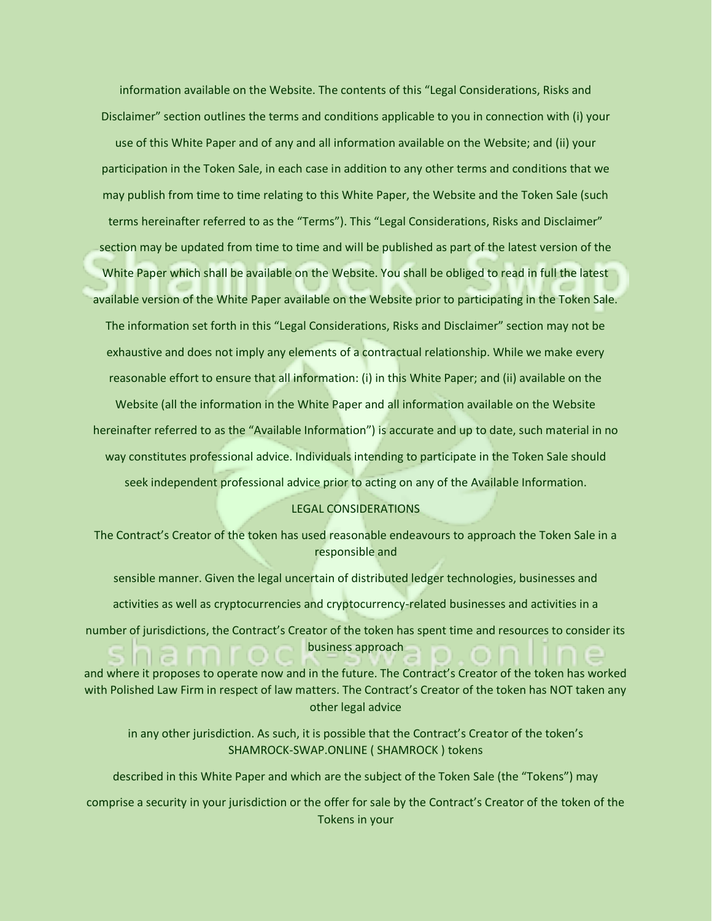information available on the Website. The contents of this "Legal Considerations, Risks and Disclaimer" section outlines the terms and conditions applicable to you in connection with (i) your use of this White Paper and of any and all information available on the Website; and (ii) your participation in the Token Sale, in each case in addition to any other terms and conditions that we may publish from time to time relating to this White Paper, the Website and the Token Sale (such terms hereinafter referred to as the "Terms"). This "Legal Considerations, Risks and Disclaimer" section may be updated from time to time and will be published as part of the latest version of the White Paper which shall be available on the Website. You shall be obliged to read in full the latest available version of the White Paper available on the Website prior to participating in the Token Sale. The information set forth in this "Legal Considerations, Risks and Disclaimer" section may not be exhaustive and does not imply any elements of a contractual relationship. While we make every reasonable effort to ensure that all information: (i) in this White Paper; and (ii) available on the Website (all the information in the White Paper and all information available on the Website hereinafter referred to as the "Available Information") is accurate and up to date, such material in no way constitutes professional advice. Individuals intending to participate in the Token Sale should seek independent professional advice prior to acting on any of the Available Information.

## LEGAL CONSIDERATIONS

The Contract's Creator of the token has used reasonable endeavours to approach the Token Sale in a responsible and

sensible manner. Given the legal uncertain of distributed ledger technologies, businesses and activities as well as cryptocurrencies and cryptocurrency-related businesses and activities in a number of jurisdictions, the Contract's Creator of the token has spent time and resources to consider its business approach

and where it proposes to operate now and in the future. The Contract's Creator of the token has worked with Polished Law Firm in respect of law matters. The Contract's Creator of the token has NOT taken any other legal advice

in any other jurisdiction. As such, it is possible that the Contract's Creator of the token's SHAMROCK-SWAP.ONLINE ( SHAMROCK ) tokens

described in this White Paper and which are the subject of the Token Sale (the "Tokens") may

comprise a security in your jurisdiction or the offer for sale by the Contract's Creator of the token of the Tokens in your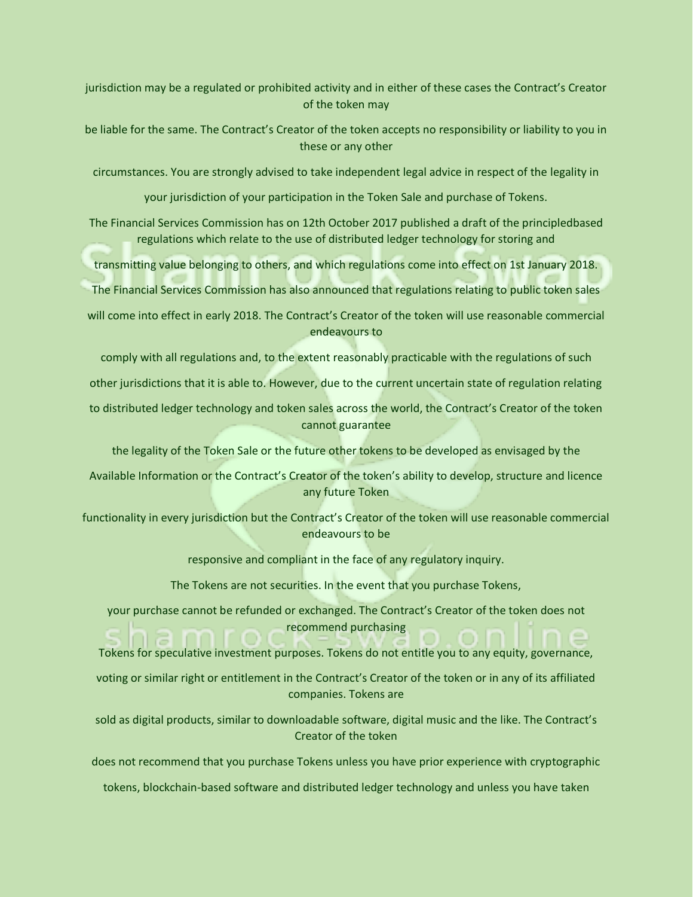jurisdiction may be a regulated or prohibited activity and in either of these cases the Contract's Creator of the token may be liable for the same. The Contract's Creator of the token accepts no responsibility or liability to you in these or any other circumstances. You are strongly advised to take independent legal advice in respect of the legality in your jurisdiction of your participation in the Token Sale and purchase of Tokens.

The Financial Services Commission has on 12th October 2017 published a draft of the principledbased regulations which relate to the use of distributed ledger technology for storing and transmitting value belonging to others, and which regulations come into effect on 1st January 2018. The Financial Services Commission has also announced that regulations relating to public token sales will come into effect in early 2018. The Contract's Creator of the token will use reasonable commercial endeavours to comply with all regulations and, to the extent reasonably practicable with the regulations of such other jurisdictions that it is able to. However, due to the current uncertain state of regulation relating to distributed ledger technology and token sales across the world, the Contract's Creator of the token cannot guarantee the legality of the Token Sale or the future other tokens to be developed as envisaged by the Available Information or the Contract's Creator of the token's ability to develop, structure and licence any future Token functionality in every jurisdiction but the Contract's Creator of the token will use reasonable commercial endeavours to be responsive and compliant in the face of any regulatory inquiry.

The Tokens are not securities. In the event that you purchase Tokens, your purchase cannot be refunded or exchanged. The Contract's Creator of the token does not recommend purchasing Tokens for speculative investment purposes. Tokens do not entitle you to any equity, governance, voting or similar right or entitlement in the Contract's Creator of the token or in any of its affiliated companies. Tokens are sold as digital products, similar to downloadable software, digital music and the like. The Contract's Creator of the token does not recommend that you purchase Tokens unless you have prior experience with cryptographic tokens, blockchain-based software and distributed ledger technology and unless you have taken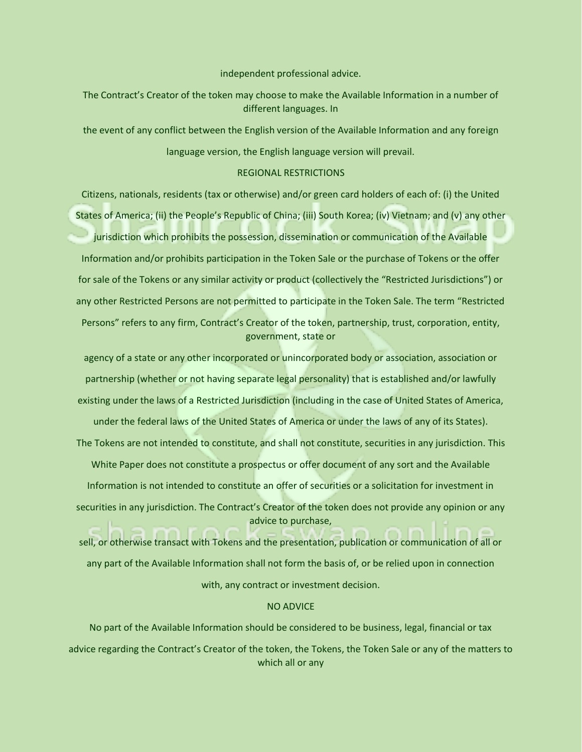independent professional advice.

The Contract's Creator of the token may choose to make the Available Information in a number of different languages. In the event of any conflict between the English version of the Available Information and any foreign language version, the English language version will prevail.

## REGIONAL RESTRICTIONS

Citizens, nationals, residents (tax or otherwise) and/or green card holders of each of: (i) the United States of America; (ii) the People's Republic of China; (iii) South Korea; (iv) Vietnam; and (v) any other jurisdiction which prohibits the possession, dissemination or communication of the Available Information and/or prohibits participation in the Token Sale or the purchase of Tokens or the offer for sale of the Tokens or any similar activity or product (collectively the "Restricted Jurisdictions") or any other Restricted Persons are not permitted to participate in the Token Sale. The term "Restricted Persons" refers to any firm, Contract's Creator of the token, partnership, trust, corporation, entity, government, state or agency of a state or any other incorporated or unincorporated body or association, association or partnership (whether or not having separate legal personality) that is established and/or lawfully existing under the laws of a Restricted Jurisdiction (including in the case of United States of America, under the federal laws of the United States of America or under the laws of any of its States).

The Tokens are not intended to constitute, and shall not constitute, securities in any jurisdiction. This White Paper does not constitute a prospectus or offer document of any sort and the Available Information is not intended to constitute an offer of securities or a solicitation for investment in securities in any jurisdiction. The Contract's Creator of the token does not provide any opinion or any advice to purchase, sell, or otherwise transact with Tokens and the presentation, publication or communication of all or any part of the Available Information shall not form the basis of, or be relied upon in connection with, any contract or investment decision.

## NO ADVICE

No part of the Available Information should be considered to be business, legal, financial or tax advice regarding the Contract's Creator of the token, the Tokens, the Token Sale or any of the matters to which all or any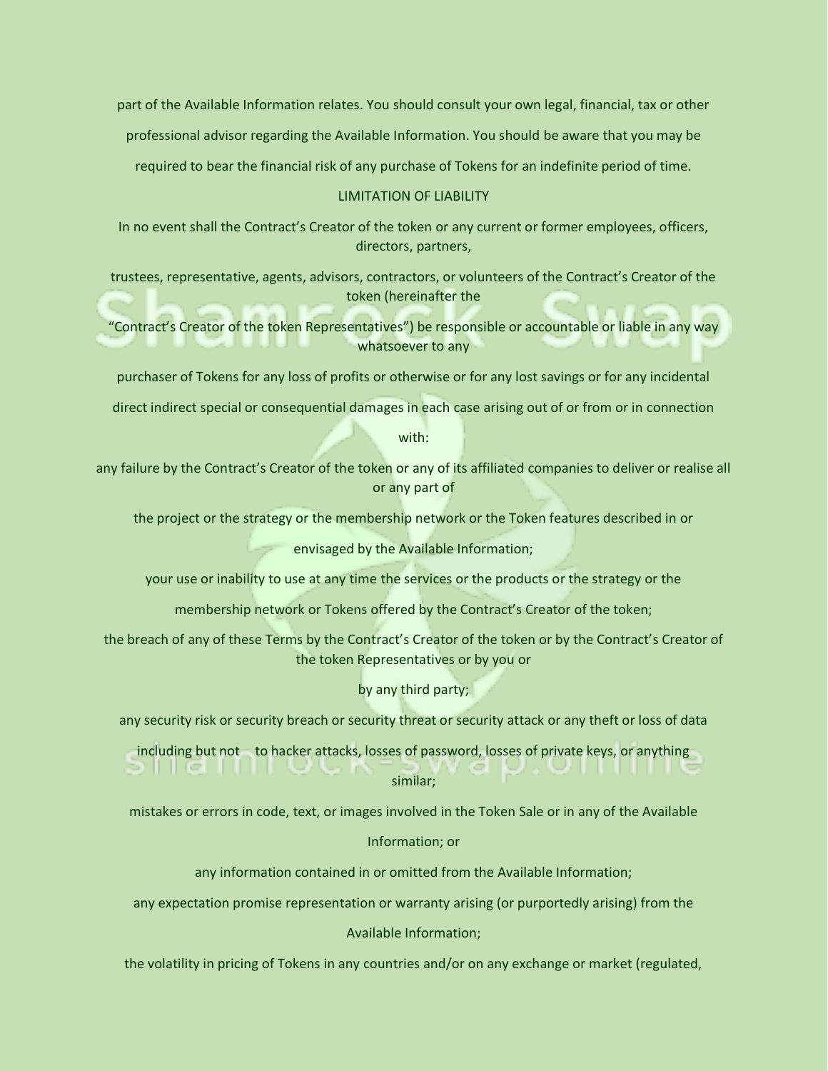part of the Available Information relates. You should consult your own legal, financial, tax or other professional advisor regarding the Available Information. You should be aware that you may be required to bear the financial risk of any purchase of Tokens for an indefinite period of time.

## LIMITATION OF LIABILITY

In no event shall the Contract's Creator of the token or any current or former employees, officers, directors, partners, trustees, representative, agents, advisors, contractors, or volunteers of the Contract's Creator of the token (hereinafter the "Contract's Creator of the token Representatives") be responsible or accountable or liable in any way whatsoever to any purchaser of Tokens for any loss of profits or otherwise or for any lost savings or for any incidental direct indirect special or consequential damages in each case arising out of or from or in connection with:

any failure by the Contract's Creator of the token or any of its affiliated companies to deliver or realise all or any part of the project or the strategy or the membership network or the Token features described in or envisaged by the Available Information;

your use or inability to use at any time the services or the products or the strategy or the membership network or Tokens offered by the Contract's Creator of the token;

the breach of any of these Terms by the Contract's Creator of the token or by the Contract's Creator of the token Representatives or by you or by any third party;

any security risk or security breach or security threat or security attack or any theft or loss of data including but not to hacker attacks, losses of password, losses of private keys, or anything similar;

mistakes or errors in code, text, or images involved in the Token Sale or in any of the Available Information; or

any information contained in or omitted from the Available Information;

any expectation promise representation or warranty arising (or purportedly arising) from the Available Information;

the volatility in pricing of Tokens in any countries and/or on any exchange or market (regulated,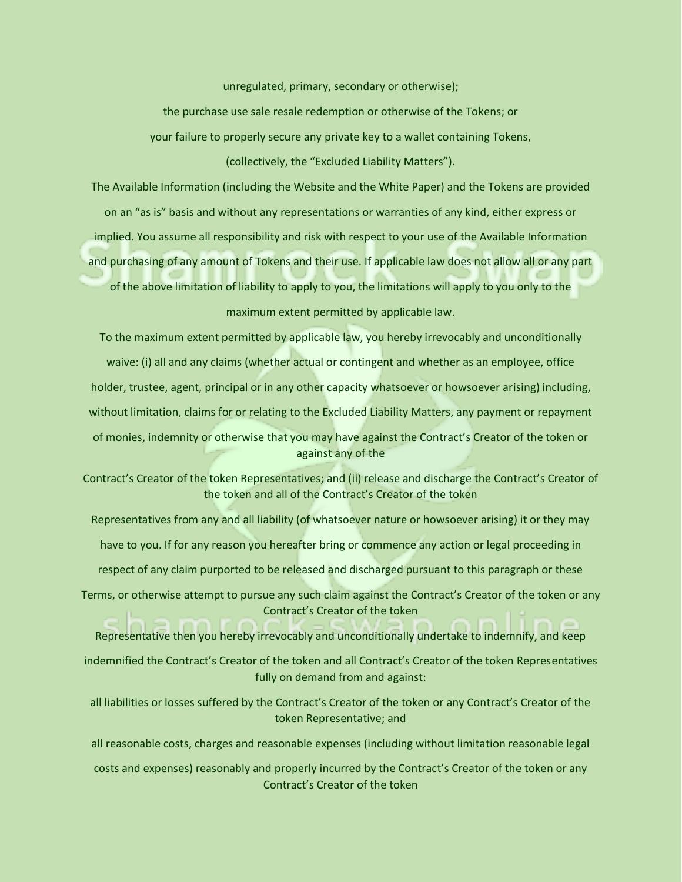unregulated, primary, secondary or otherwise);

the purchase use sale resale redemption or otherwise of the Tokens; or

your failure to properly secure any private key to a wallet containing Tokens,

(collectively, the "Excluded Liability Matters").

The Available Information (including the Website and the White Paper) and the Tokens are provided on an "as is" basis and without any representations or warranties of any kind, either express or implied. You assume all responsibility and risk with respect to your use of the Available Information and purchasing of any amount of Tokens and their use. If applicable law does not allow all or any part of the above limitation of liability to apply to you, the limitations will apply to you only to the maximum extent permitted by applicable law.

To the maximum extent permitted by applicable law, you hereby irrevocably and unconditionally waive: (i) all and any claims (whether actual or contingent and whether as an employee, office holder, trustee, agent, principal or in any other capacity whatsoever or howsoever arising) including, without limitation, claims for or relating to the Excluded Liability Matters, any payment or repayment of monies, indemnity or otherwise that you may have against the Contract's Creator of the token or against any of the Contract's Creator of the token Representatives; and (ii) release and discharge the Contract's Creator of the token and all of the Contract's Creator of the token Representatives from any and all liability (of whatsoever nature or howsoever arising) it or they may have to you. If for any reason you hereafter bring or commence any action or legal proceeding in respect of any claim purported to be released and discharged pursuant to this paragraph or these Terms, or otherwise attempt to pursue any such claim against the Contract's Creator of the token or any Contract's Creator of the token Representative then you hereby irrevocably and unconditionally undertake to indemnify, and keep indemnified the Contract's Creator of the token and all Contract's Creator of the token Representatives fully on demand from and against:

all liabilities or losses suffered by the Contract's Creator of the token or any Contract's Creator of the token Representative; and

all reasonable costs, charges and reasonable expenses (including without limitation reasonable legal costs and expenses) reasonably and properly incurred by the Contract's Creator of the token or any Contract's Creator of the token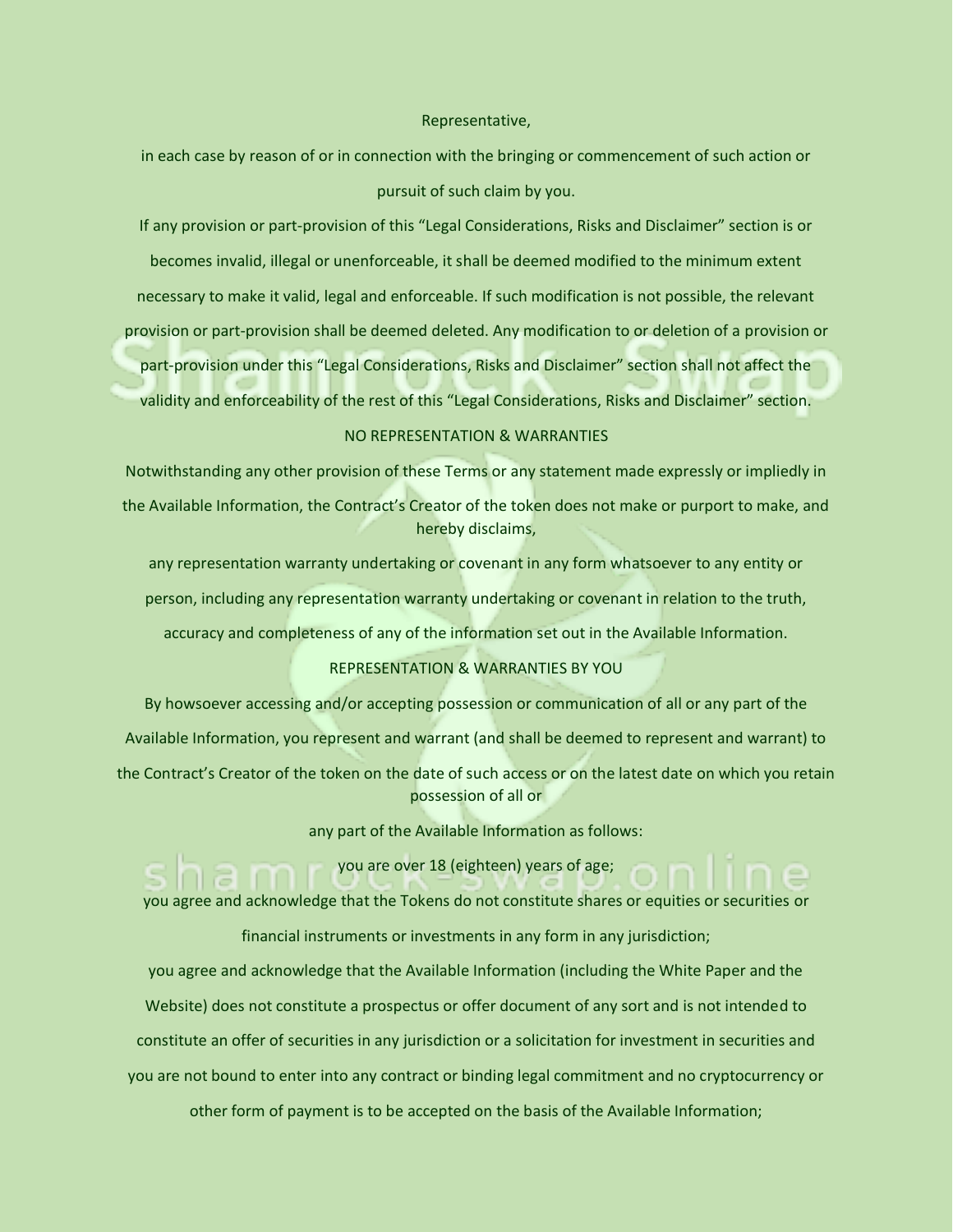Representative,

in each case by reason of or in connection with the bringing or commencement of such action or pursuit of such claim by you.

If any provision or part-provision of this “Legal Considerations, Risks and Disclaimer” section is or becomes invalid, illegal or unenforceable, it shall be deemed modified to the minimum extent necessary to make it valid, legal and enforceable. If such modification is not possible, the relevant provision or part-provision shall be deemed deleted. Any modification to or deletion of a provision or part-provision under this “Legal Considerations, Risks and Disclaimer” section shall not affect the validity and enforceability of the rest of this “Legal Considerations, Risks and Disclaimer” section.

## NO REPRESENTATION & WARRANTIES

Notwithstanding any other provision of these Terms or any statement made expressly or impliedly in the Available Information, the Contract’s Creator of the token does not make or purport to make, and hereby disclaims,

any representation warranty undertaking or covenant in any form whatsoever to any entity or person, including any representation warranty undertaking or covenant in relation to the truth, accuracy and completeness of any of the information set out in the Available Information.

## REPRESENTATION & WARRANTIES BY YOU

By howsoever accessing and/or accepting possession or communication of all or any part of the Available Information, you represent and warrant (and shall be deemed to represent and warrant) to the Contract’s Creator of the token on the date of such access or on the latest date on which you retain possession of all or

any part of the Available Information as follows:

you are over 18 (eighteen) years of age;

you agree and acknowledge that the Tokens do not constitute shares or equities or securities or financial instruments or investments in any form in any jurisdiction;

you agree and acknowledge that the Available Information (including the White Paper and the Website) does not constitute a prospectus or offer document of any sort and is not intended to constitute an offer of securities in any jurisdiction or a solicitation for investment in securities and you are not bound to enter into any contract or binding legal commitment and no cryptocurrency or other form of payment is to be accepted on the basis of the Available Information;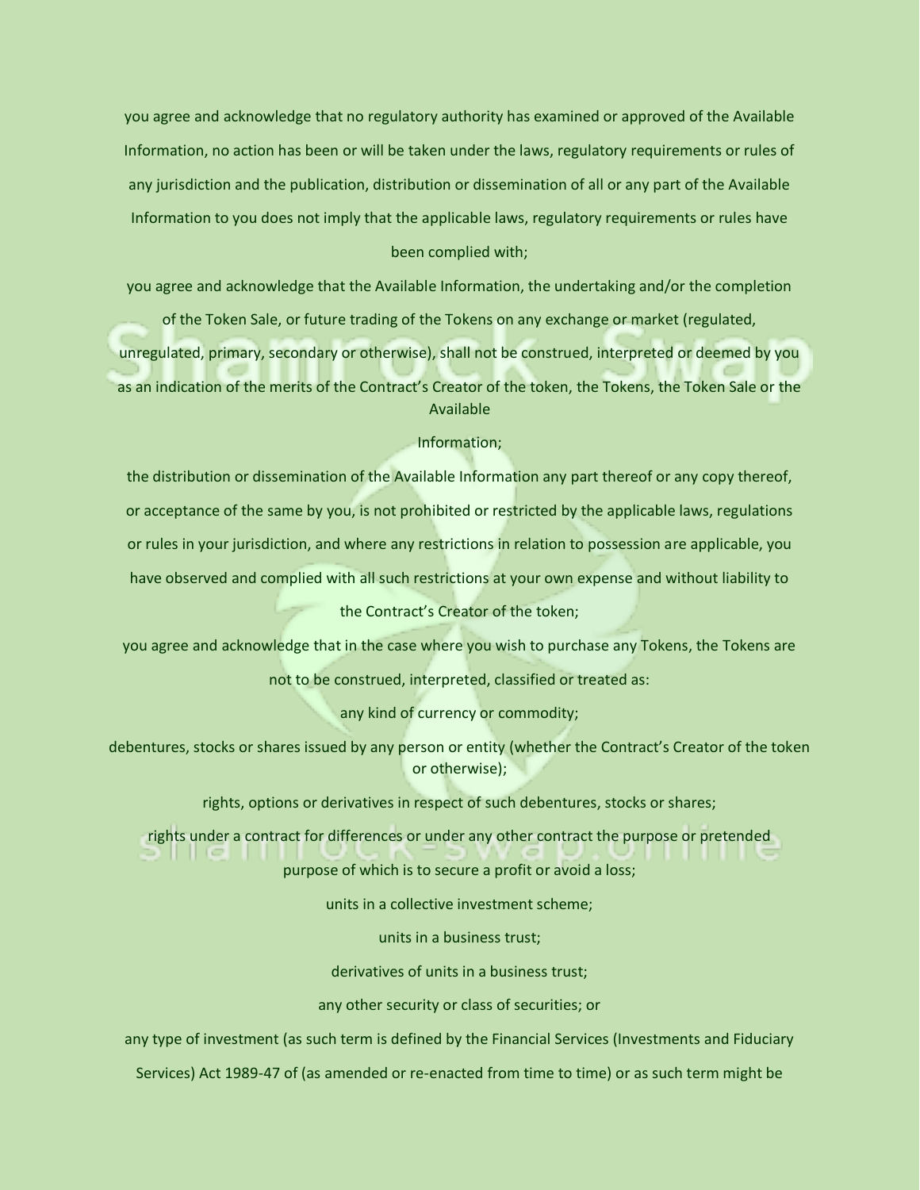you agree and acknowledge that no regulatory authority has examined or approved of the Available Information, no action has been or will be taken under the laws, regulatory requirements or rules of any jurisdiction and the publication, distribution or dissemination of all or any part of the Available Information to you does not imply that the applicable laws, regulatory requirements or rules have been complied with;

you agree and acknowledge that the Available Information, the undertaking and/or the completion of the Token Sale, or future trading of the Tokens on any exchange or market (regulated, unregulated, primary, secondary or otherwise), shall not be construed, interpreted or deemed by you as an indication of the merits of the Contract's Creator of the token, the Tokens, the Token Sale or the Available Information;

the distribution or dissemination of the Available Information any part thereof or any copy thereof, or acceptance of the same by you, is not prohibited or restricted by the applicable laws, regulations or rules in your jurisdiction, and where any restrictions in relation to possession are applicable, you have observed and complied with all such restrictions at your own expense and without liability to the Contract's Creator of the token;

you agree and acknowledge that in the case where you wish to purchase any Tokens, the Tokens are not to be construed, interpreted, classified or treated as:

any kind of currency or commodity;

debentures, stocks or shares issued by any person or entity (whether the Contract's Creator of the token or otherwise);

rights, options or derivatives in respect of such debentures, stocks or shares;

rights under a contract for differences or under any other contract the purpose or pretended purpose of which is to secure a profit or avoid a loss;

units in a collective investment scheme;

units in a business trust;

derivatives of units in a business trust;

any other security or class of securities; or

any type of investment (as such term is defined by the Financial Services (Investments and Fiduciary Services) Act 1989-47 of (as amended or re-enacted from time to time) or as such term might be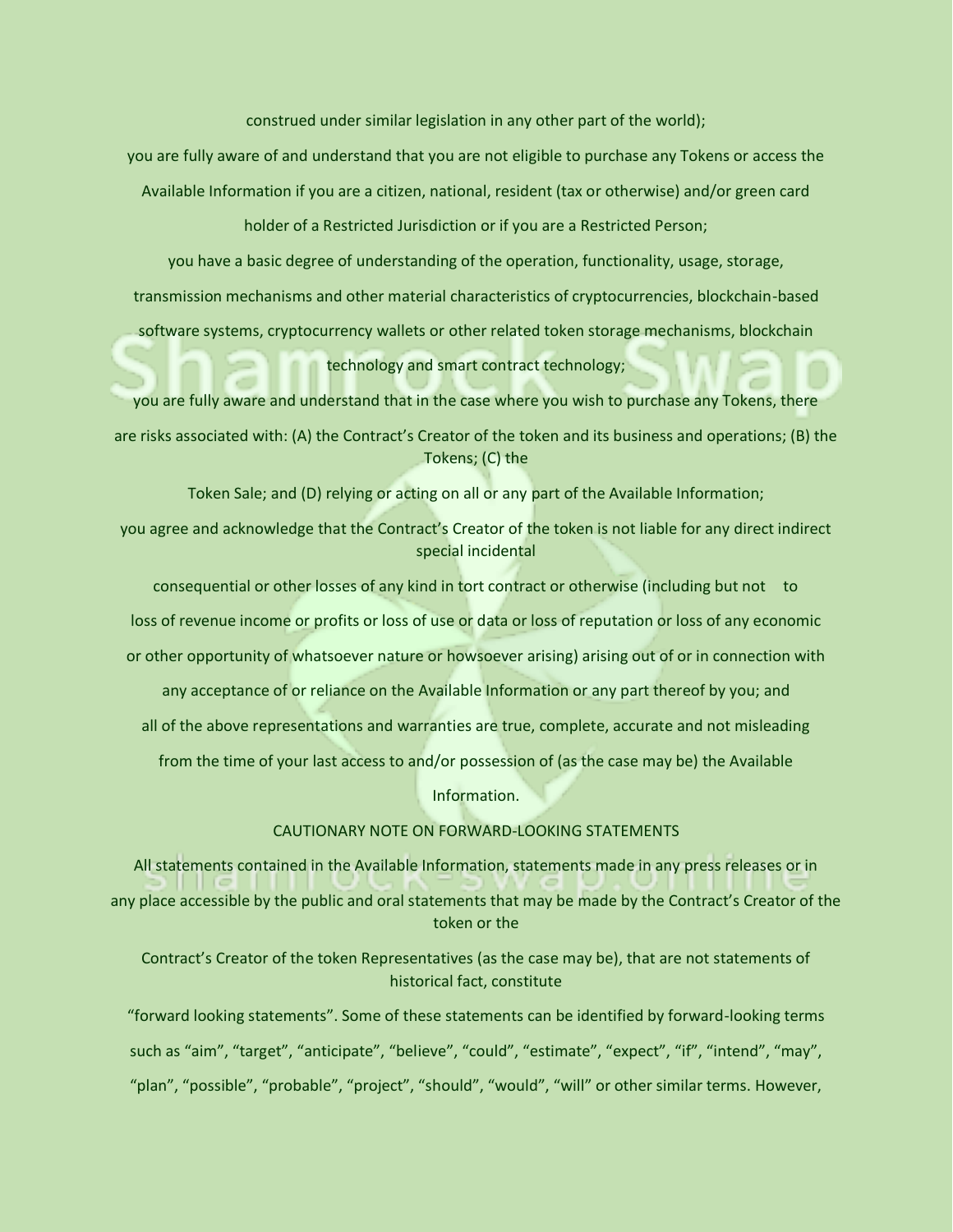construed under similar legislation in any other part of the world);

you are fully aware of and understand that you are not eligible to purchase any Tokens or access the Available Information if you are a citizen, national, resident (tax or otherwise) and/or green card holder of a Restricted Jurisdiction or if you are a Restricted Person;

you have a basic degree of understanding of the operation, functionality, usage, storage, transmission mechanisms and other material characteristics of cryptocurrencies, blockchain-based software systems, cryptocurrency wallets or other related token storage mechanisms, blockchain technology and smart contract technology;

you are fully aware and understand that in the case where you wish to purchase any Tokens, there are risks associated with: (A) the Contract's Creator of the token and its business and operations; (B) the Tokens; (C) the Token Sale; and (D) relying or acting on all or any part of the Available Information;

you agree and acknowledge that the Contract's Creator of the token is not liable for any direct indirect special incidental consequential or other losses of any kind in tort contract or otherwise (including but not to loss of revenue income or profits or loss of use or data or loss of reputation or loss of any economic or other opportunity of whatsoever nature or howsoever arising) arising out of or in connection with any acceptance of or reliance on the Available Information or any part thereof by you; and

all of the above representations and warranties are true, complete, accurate and not misleading from the time of your last access to and/or possession of (as the case may be) the Available Information.

## CAUTIONARY NOTE ON FORWARD-LOOKING STATEMENTS

All statements contained in the Available Information, statements made in any press releases or in any place accessible by the public and oral statements that may be made by the Contract's Creator of the token or the Contract's Creator of the token Representatives (as the case may be), that are not statements of historical fact, constitute "forward looking statements". Some of these statements can be identified by forward-looking terms such as "aim", "target", "anticipate", "believe", "could", "estimate", "expect", "if", "intend", "may", "plan", "possible", "probable", "project", "should", "would", "will" or other similar terms. However,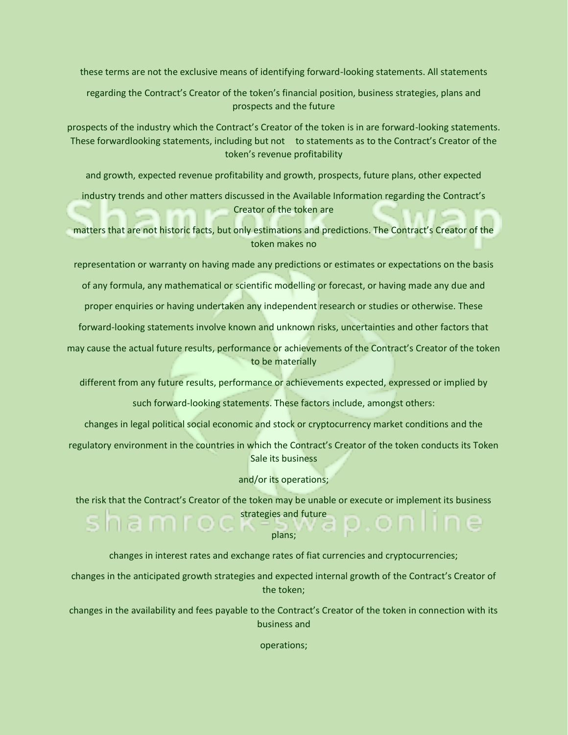these terms are not the exclusive means of identifying forward-looking statements. All statements regarding the Contract's Creator of the token's financial position, business strategies, plans and prospects and the future prospects of the industry which the Contract's Creator of the token is in are forward-looking statements. These forwardlooking statements, including but not to statements as to the Contract's Creator of the token's revenue profitability and growth, expected revenue profitability and growth, prospects, future plans, other expected industry trends and other matters discussed in the Available Information regarding the Contract's Creator of the token are matters that are not historic facts, but only estimations and predictions. The Contract's Creator of the token makes no representation or warranty on having made any predictions or estimates or expectations on the basis of any formula, any mathematical or scientific modelling or forecast, or having made any due and proper enquiries or having undertaken any independent research or studies or otherwise. These forward-looking statements involve known and unknown risks, uncertainties and other factors that may cause the actual future results, performance or achievements of the Contract's Creator of the token to be materially different from any future results, performance or achievements expected, expressed or implied by such forward-looking statements. These factors include, amongst others:

changes in legal political social economic and stock or cryptocurrency market conditions and the regulatory environment in the countries in which the Contract's Creator of the token conducts its Token Sale its business and/or its operations;

the risk that the Contract's Creator of the token may be unable or execute or implement its business strategies and future plans;

changes in interest rates and exchange rates of fiat currencies and cryptocurrencies;

changes in the anticipated growth strategies and expected internal growth of the Contract's Creator of the token;

changes in the availability and fees payable to the Contract's Creator of the token in connection with its business and operations;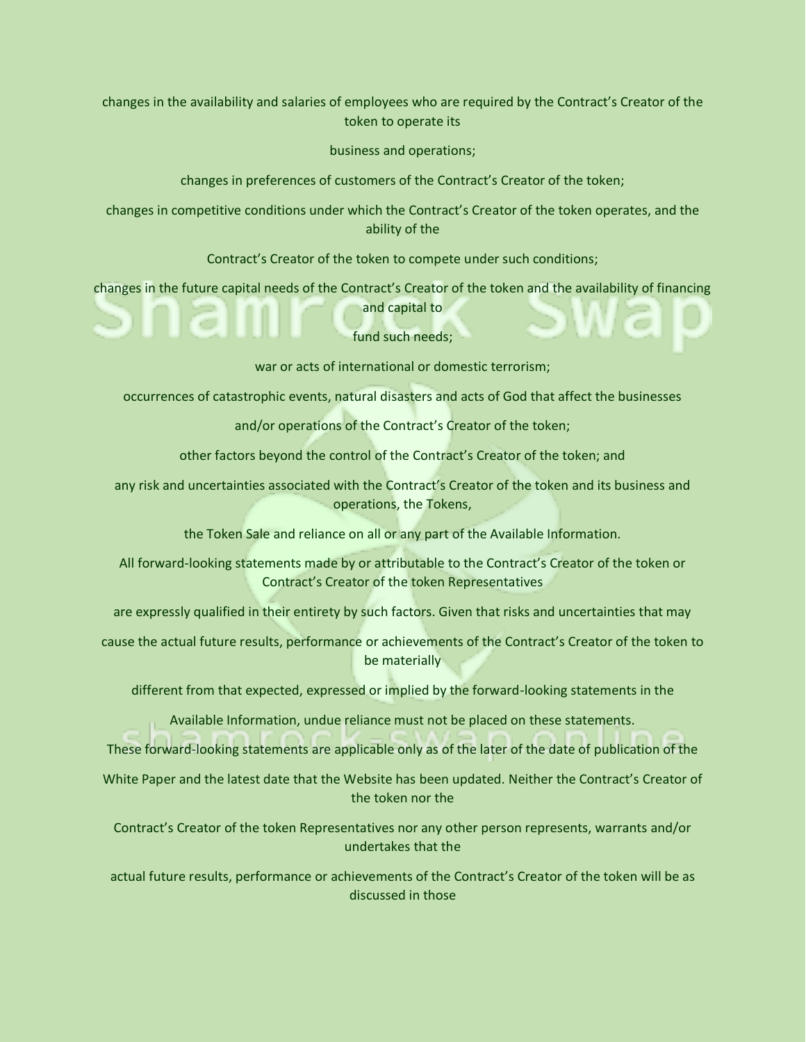changes in the availability and salaries of employees who are required by the Contract's Creator of the token to operate its business and operations;

changes in preferences of customers of the Contract's Creator of the token;

changes in competitive conditions under which the Contract's Creator of the token operates, and the ability of the Contract's Creator of the token to compete under such conditions;

changes in the future capital needs of the Contract's Creator of the token and the availability of financing and capital to fund such needs;

war or acts of international or domestic terrorism;

occurrences of catastrophic events, natural disasters and acts of God that affect the businesses and/or operations of the Contract's Creator of the token;

other factors beyond the control of the Contract's Creator of the token; and

any risk and uncertainties associated with the Contract's Creator of the token and its business and operations, the Tokens, the Token Sale and reliance on all or any part of the Available Information.

All forward-looking statements made by or attributable to the Contract's Creator of the token or Contract's Creator of the token Representatives are expressly qualified in their entirety by such factors. Given that risks and uncertainties that may cause the actual future results, performance or achievements of the Contract's Creator of the token to be materially different from that expected, expressed or implied by the forward-looking statements in the Available Information, undue reliance must not be placed on these statements.

These forward-looking statements are applicable only as of the later of the date of publication of the White Paper and the latest date that the Website has been updated. Neither the Contract's Creator of the token nor the Contract's Creator of the token Representatives nor any other person represents, warrants and/or undertakes that the actual future results, performance or achievements of the Contract's Creator of the token will be as discussed in those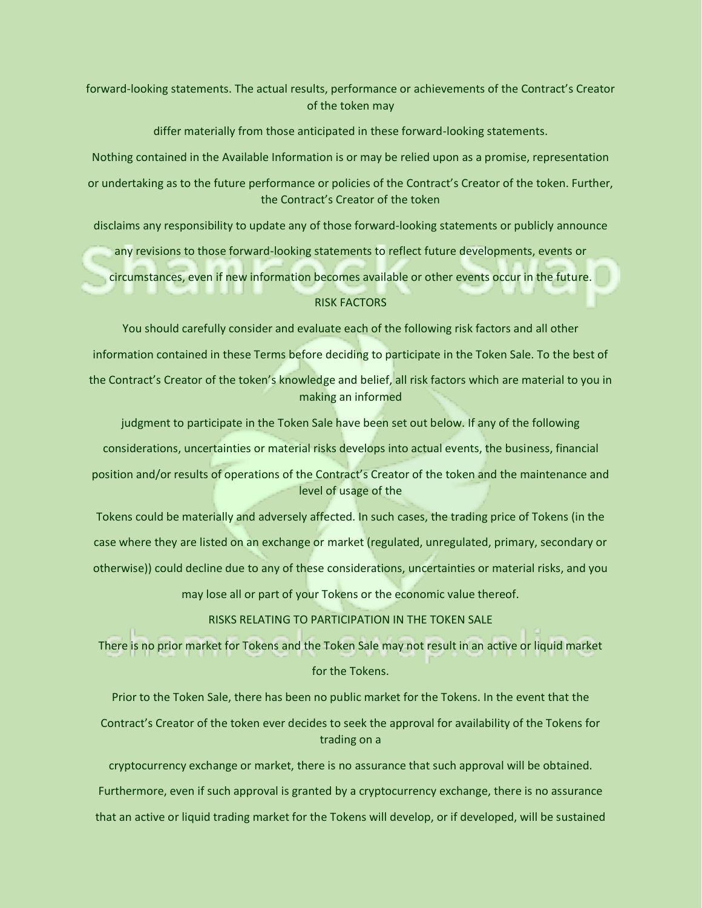forward-looking statements. The actual results, performance or achievements of the Contract's Creator of the token may differ materially from those anticipated in these forward-looking statements.

Nothing contained in the Available Information is or may be relied upon as a promise, representation or undertaking as to the future performance or policies of the Contract's Creator of the token. Further, the Contract's Creator of the token disclaims any responsibility to update any of those forward-looking statements or publicly announce any revisions to those forward-looking statements to reflect future developments, events or circumstances, even if new information becomes available or other events occur in the future.

## RISK FACTORS

You should carefully consider and evaluate each of the following risk factors and all other information contained in these Terms before deciding to participate in the Token Sale. To the best of the Contract's Creator of the token's knowledge and belief, all risk factors which are material to you in making an informed judgment to participate in the Token Sale have been set out below. If any of the following considerations, uncertainties or material risks develops into actual events, the business, financial position and/or results of operations of the Contract's Creator of the token and the maintenance and level of usage of the Tokens could be materially and adversely affected. In such cases, the trading price of Tokens (in the case where they are listed on an exchange or market (regulated, unregulated, primary, secondary or otherwise)) could decline due to any of these considerations, uncertainties or material risks, and you may lose all or part of your Tokens or the economic value thereof.

## RISKS RELATING TO PARTICIPATION IN THE TOKEN SALE

There is no prior market for Tokens and the Token Sale may not result in an active or liquid market for the Tokens.

Prior to the Token Sale, there has been no public market for the Tokens. In the event that the Contract's Creator of the token ever decides to seek the approval for availability of the Tokens for trading on a cryptocurrency exchange or market, there is no assurance that such approval will be obtained. Furthermore, even if such approval is granted by a cryptocurrency exchange, there is no assurance that an active or liquid trading market for the Tokens will develop, or if developed, will be sustained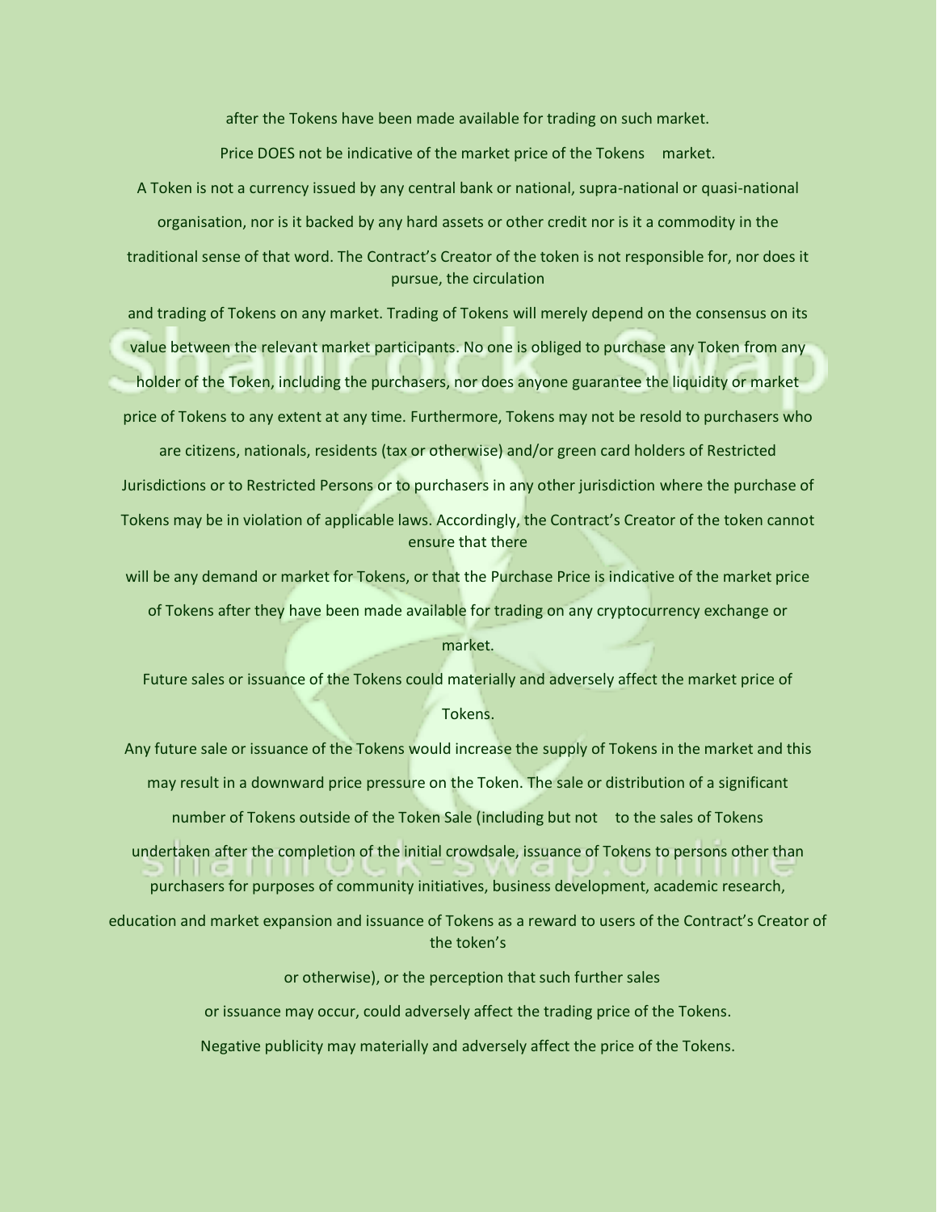after the Tokens have been made available for trading on such market.

Price DOES not be indicative of the market price of the Tokens market.

A Token is not a currency issued by any central bank or national, supra-national or quasi-national organisation, nor is it backed by any hard assets or other credit nor is it a commodity in the traditional sense of that word. The Contract's Creator of the token is not responsible for, nor does it pursue, the circulation and trading of Tokens on any market. Trading of Tokens will merely depend on the consensus on its value between the relevant market participants. No one is obliged to purchase any Token from any holder of the Token, including the purchasers, nor does anyone guarantee the liquidity or market price of Tokens to any extent at any time. Furthermore, Tokens may not be resold to purchasers who are citizens, nationals, residents (tax or otherwise) and/or green card holders of Restricted Jurisdictions or to Restricted Persons or to purchasers in any other jurisdiction where the purchase of Tokens may be in violation of applicable laws. Accordingly, the Contract's Creator of the token cannot ensure that there will be any demand or market for Tokens, or that the Purchase Price is indicative of the market price of Tokens after they have been made available for trading on any cryptocurrency exchange or market.

Future sales or issuance of the Tokens could materially and adversely affect the market price of Tokens.

Any future sale or issuance of the Tokens would increase the supply of Tokens in the market and this may result in a downward price pressure on the Token. The sale or distribution of a significant number of Tokens outside of the Token Sale (including but not to the sales of Tokens undertaken after the completion of the initial crowdsale, issuance of Tokens to persons other than purchasers for purposes of community initiatives, business development, academic research, education and market expansion and issuance of Tokens as a reward to users of the Contract's Creator of the token's or otherwise), or the perception that such further sales or issuance may occur, could adversely affect the trading price of the Tokens.

Negative publicity may materially and adversely affect the price of the Tokens.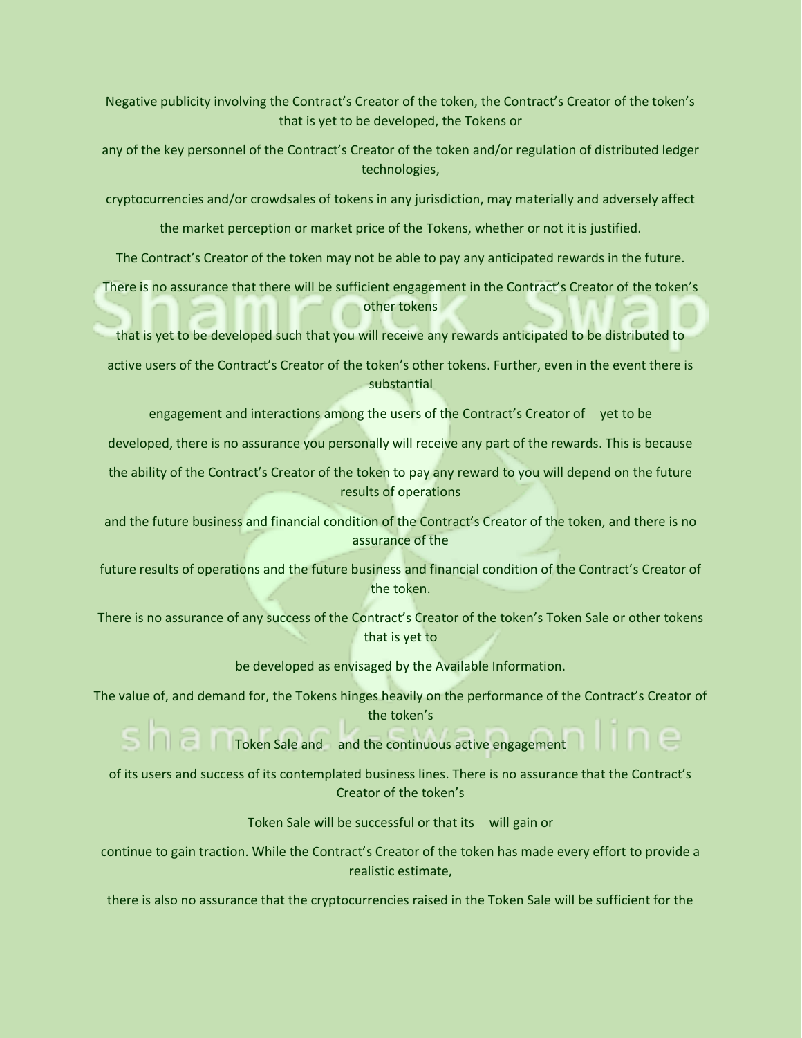Negative publicity involving the Contract's Creator of the token, the Contract's Creator of the token's that is yet to be developed, the Tokens or

any of the key personnel of the Contract's Creator of the token and/or regulation of distributed ledger technologies,

cryptocurrencies and/or crowdsales of tokens in any jurisdiction, may materially and adversely affect

the market perception or market price of the Tokens, whether or not it is justified.

The Contract's Creator of the token may not be able to pay any anticipated rewards in the future.

There is no assurance that there will be sufficient engagement in the Contract's Creator of the token's other tokens

that is yet to be developed such that you will receive any rewards anticipated to be distributed to

active users of the Contract's Creator of the token's other tokens. Further, even in the event there is substantial

engagement and interactions among the users of the Contract's Creator of  yet to be

developed, there is no assurance you personally will receive any part of the rewards. This is because

the ability of the Contract's Creator of the token to pay any reward to you will depend on the future results of operations

and the future business and financial condition of the Contract's Creator of the token, and there is no assurance of the

future results of operations and the future business and financial condition of the Contract's Creator of the token.

There is no assurance of any success of the Contract's Creator of the token's Token Sale or other tokens that is yet to

be developed as envisaged by the Available Information.

The value of, and demand for, the Tokens hinges heavily on the performance of the Contract's Creator of the token's

Token Sale and  and the continuous active engagement

of its users and success of its contemplated business lines. There is no assurance that the Contract's Creator of the token's

Token Sale will be successful or that its  will gain or

continue to gain traction. While the Contract's Creator of the token has made every effort to provide a realistic estimate,

there is also no assurance that the cryptocurrencies raised in the Token Sale will be sufficient for the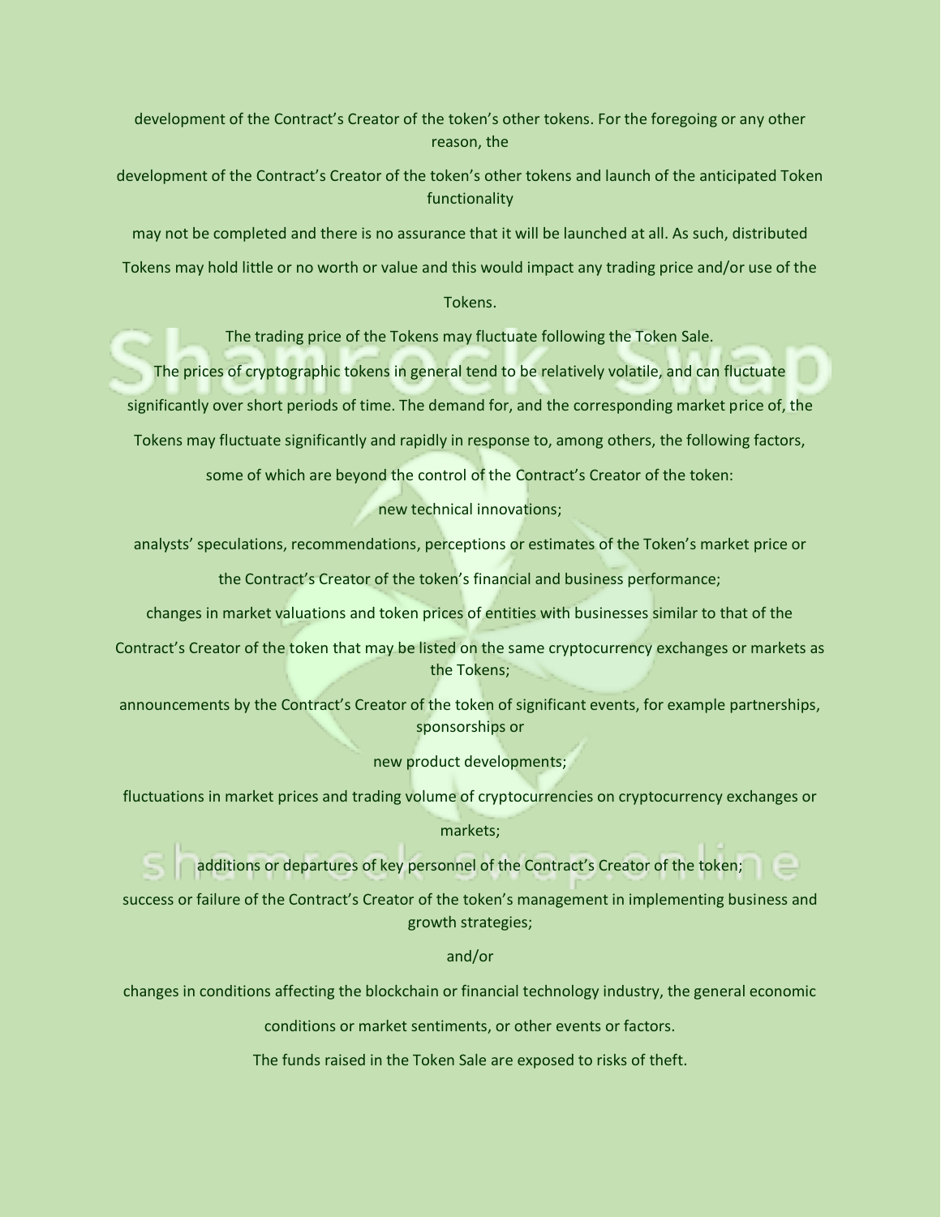development of the Contract's Creator of the token's other tokens. For the foregoing or any other reason, the development of the Contract's Creator of the token's other tokens and launch of the anticipated Token functionality may not be completed and there is no assurance that it will be launched at all. As such, distributed Tokens may hold little or no worth or value and this would impact any trading price and/or use of the Tokens.

The trading price of the Tokens may fluctuate following the Token Sale.

The prices of cryptographic tokens in general tend to be relatively volatile, and can fluctuate significantly over short periods of time. The demand for, and the corresponding market price of, the Tokens may fluctuate significantly and rapidly in response to, among others, the following factors, some of which are beyond the control of the Contract's Creator of the token:

new technical innovations;

analysts' speculations, recommendations, perceptions or estimates of the Token's market price or the Contract's Creator of the token's financial and business performance;

changes in market valuations and token prices of entities with businesses similar to that of the Contract's Creator of the token that may be listed on the same cryptocurrency exchanges or markets as the Tokens;

announcements by the Contract's Creator of the token of significant events, for example partnerships, sponsorships or new product developments;

fluctuations in market prices and trading volume of cryptocurrencies on cryptocurrency exchanges or markets;

additions or departures of key personnel of the Contract's Creator of the token;

success or failure of the Contract's Creator of the token's management in implementing business and growth strategies;

and/or

changes in conditions affecting the blockchain or financial technology industry, the general economic conditions or market sentiments, or other events or factors.

The funds raised in the Token Sale are exposed to risks of theft.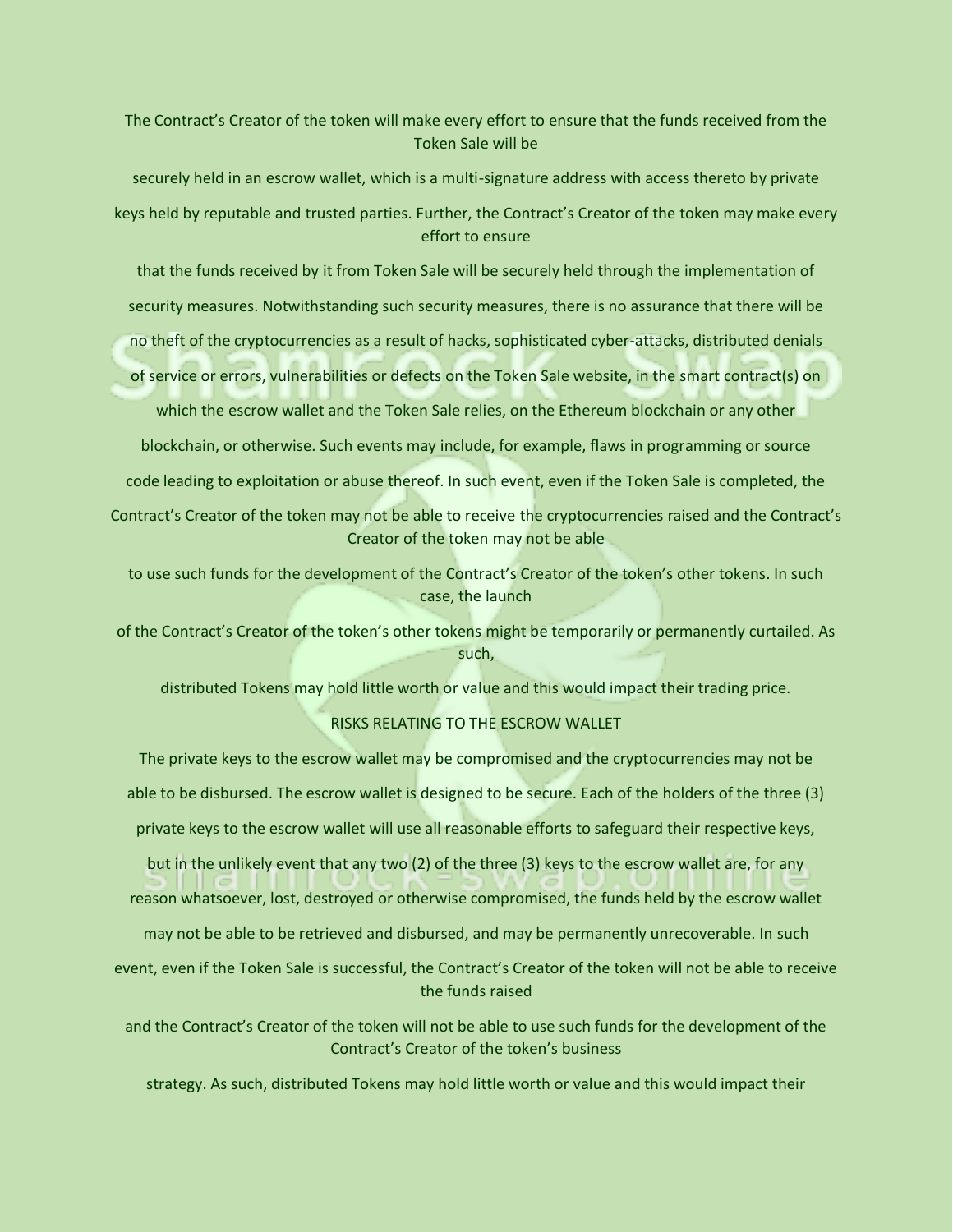The Contract's Creator of the token will make every effort to ensure that the funds received from the Token Sale will be securely held in an escrow wallet, which is a multi-signature address with access thereto by private keys held by reputable and trusted parties. Further, the Contract's Creator of the token may make every effort to ensure that the funds received by it from Token Sale will be securely held through the implementation of security measures. Notwithstanding such security measures, there is no assurance that there will be no theft of the cryptocurrencies as a result of hacks, sophisticated cyber-attacks, distributed denials of service or errors, vulnerabilities or defects on the Token Sale website, in the smart contract(s) on which the escrow wallet and the Token Sale relies, on the Ethereum blockchain or any other blockchain, or otherwise. Such events may include, for example, flaws in programming or source code leading to exploitation or abuse thereof. In such event, even if the Token Sale is completed, the Contract's Creator of the token may not be able to receive the cryptocurrencies raised and the Contract's Creator of the token may not be able to use such funds for the development of the Contract's Creator of the token's other tokens. In such case, the launch of the Contract's Creator of the token's other tokens might be temporarily or permanently curtailed. As such, distributed Tokens may hold little worth or value and this would impact their trading price.

RISKS RELATING TO THE ESCROW WALLET

The private keys to the escrow wallet may be compromised and the cryptocurrencies may not be able to be disbursed. The escrow wallet is designed to be secure. Each of the holders of the three (3) private keys to the escrow wallet will use all reasonable efforts to safeguard their respective keys, but in the unlikely event that any two (2) of the three (3) keys to the escrow wallet are, for any reason whatsoever, lost, destroyed or otherwise compromised, the funds held by the escrow wallet may not be able to be retrieved and disbursed, and may be permanently unrecoverable. In such event, even if the Token Sale is successful, the Contract's Creator of the token will not be able to receive the funds raised and the Contract's Creator of the token will not be able to use such funds for the development of the Contract's Creator of the token's business strategy. As such, distributed Tokens may hold little worth or value and this would impact their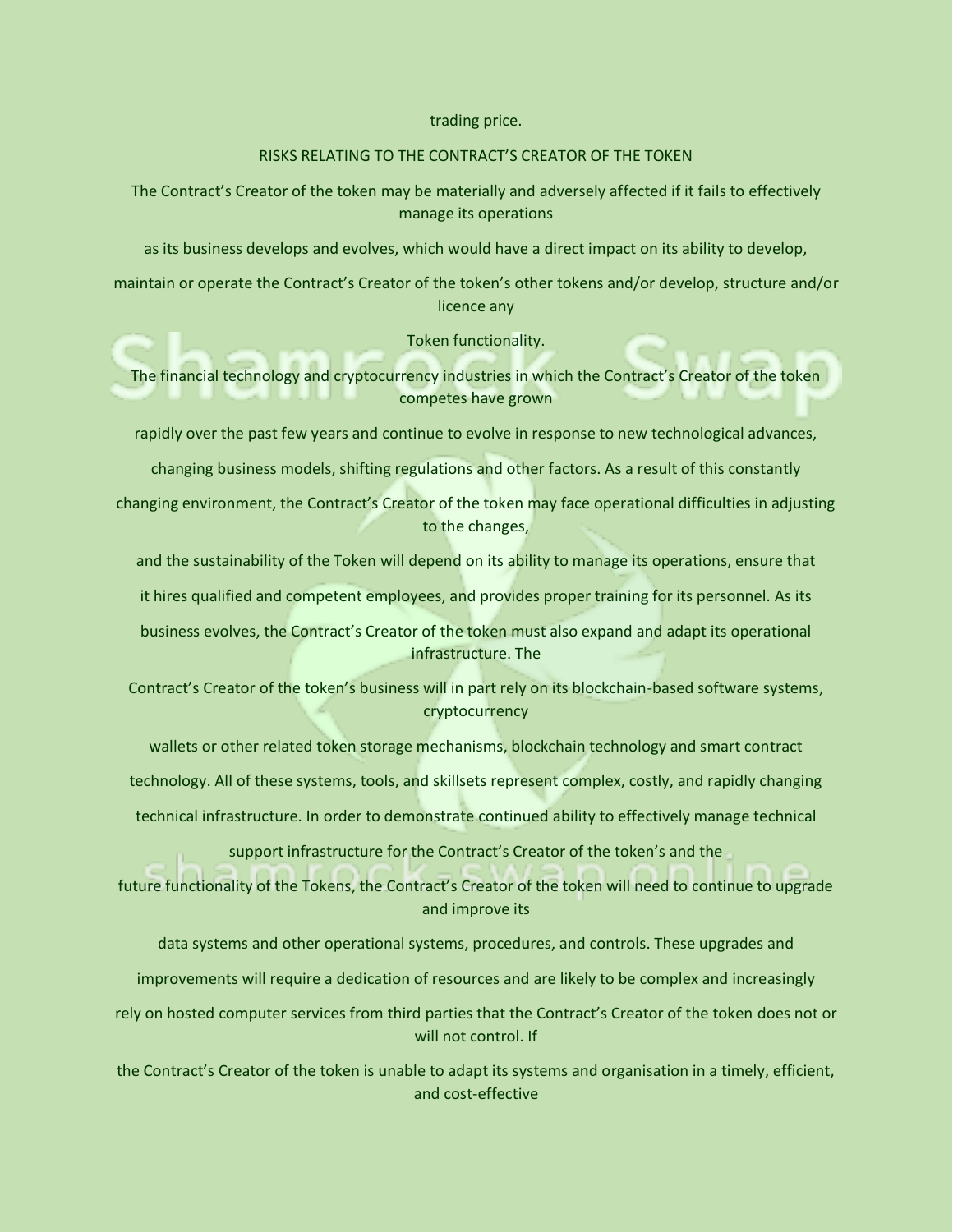trading price.

RISKS RELATING TO THE CONTRACT'S CREATOR OF THE TOKEN

The Contract's Creator of the token may be materially and adversely affected if it fails to effectively manage its operations as its business develops and evolves, which would have a direct impact on its ability to develop, maintain or operate the Contract's Creator of the token's other tokens and/or develop, structure and/or licence any Token functionality.

The financial technology and cryptocurrency industries in which the Contract's Creator of the token competes have grown rapidly over the past few years and continue to evolve in response to new technological advances, changing business models, shifting regulations and other factors. As a result of this constantly changing environment, the Contract's Creator of the token may face operational difficulties in adjusting to the changes, and the sustainability of the Token will depend on its ability to manage its operations, ensure that it hires qualified and competent employees, and provides proper training for its personnel. As its business evolves, the Contract's Creator of the token must also expand and adapt its operational infrastructure. The Contract's Creator of the token's business will in part rely on its blockchain-based software systems, cryptocurrency wallets or other related token storage mechanisms, blockchain technology and smart contract technology. All of these systems, tools, and skillsets represent complex, costly, and rapidly changing technical infrastructure. In order to demonstrate continued ability to effectively manage technical support infrastructure for the Contract's Creator of the token's and the future functionality of the Tokens, the Contract's Creator of the token will need to continue to upgrade and improve its data systems and other operational systems, procedures, and controls. These upgrades and improvements will require a dedication of resources and are likely to be complex and increasingly rely on hosted computer services from third parties that the Contract's Creator of the token does not or will not control. If the Contract's Creator of the token is unable to adapt its systems and organisation in a timely, efficient, and cost-effective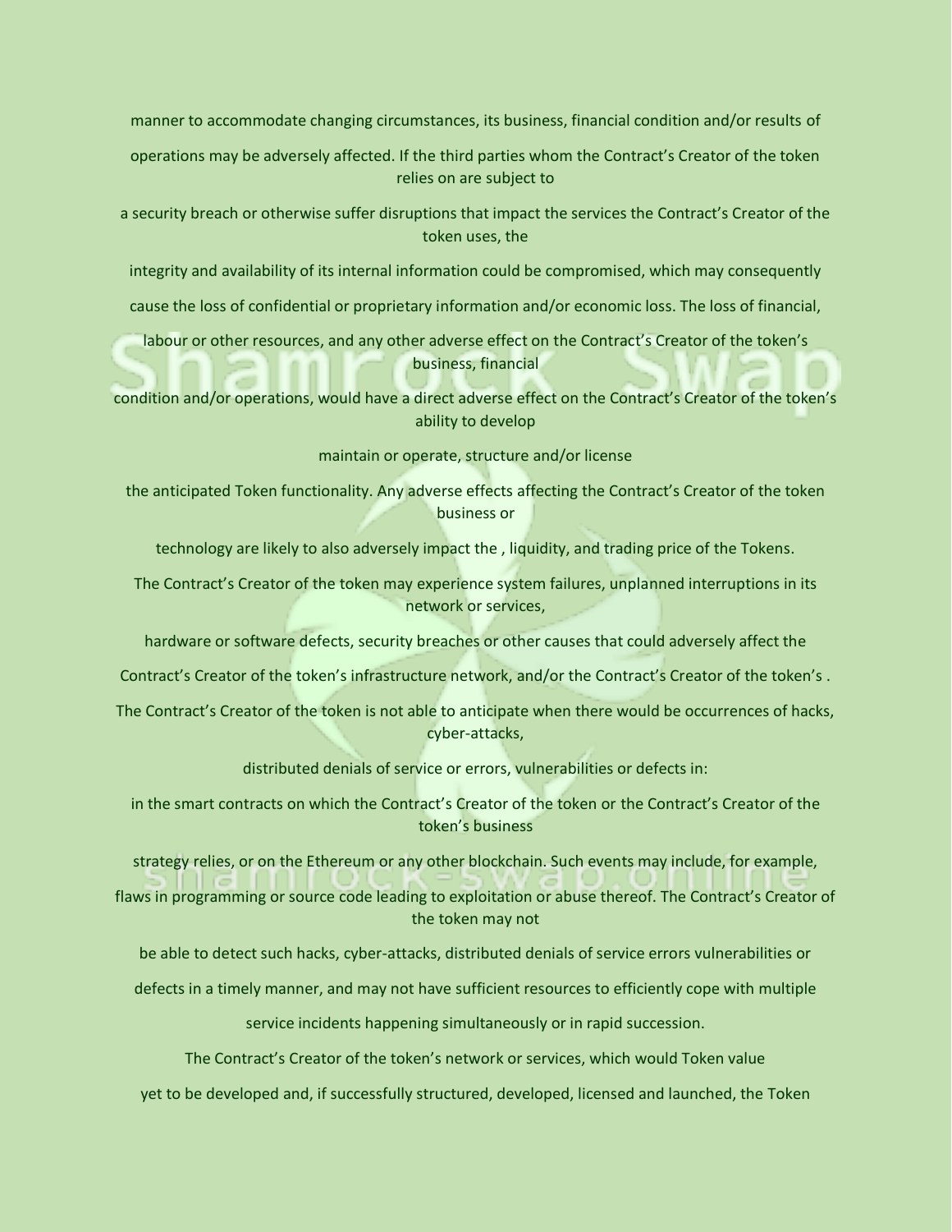manner to accommodate changing circumstances, its business, financial condition and/or results of operations may be adversely affected. If the third parties whom the Contract's Creator of the token relies on are subject to a security breach or otherwise suffer disruptions that impact the services the Contract's Creator of the token uses, the integrity and availability of its internal information could be compromised, which may consequently cause the loss of confidential or proprietary information and/or economic loss. The loss of financial, labour or other resources, and any other adverse effect on the Contract's Creator of the token's business, financial condition and/or operations, would have a direct adverse effect on the Contract's Creator of the token's ability to develop maintain or operate, structure and/or license the anticipated Token functionality. Any adverse effects affecting the Contract's Creator of the token business or technology are likely to also adversely impact the , liquidity, and trading price of the Tokens.

The Contract's Creator of the token may experience system failures, unplanned interruptions in its network or services, hardware or software defects, security breaches or other causes that could adversely affect the Contract's Creator of the token's infrastructure network, and/or the Contract's Creator of the token's .

The Contract's Creator of the token is not able to anticipate when there would be occurrences of hacks, cyber-attacks, distributed denials of service or errors, vulnerabilities or defects in:

in the smart contracts on which the Contract's Creator of the token or the Contract's Creator of the token's business strategy relies, or on the Ethereum or any other blockchain. Such events may include, for example, flaws in programming or source code leading to exploitation or abuse thereof. The Contract's Creator of the token may not be able to detect such hacks, cyber-attacks, distributed denials of service errors vulnerabilities or defects in a timely manner, and may not have sufficient resources to efficiently cope with multiple service incidents happening simultaneously or in rapid succession.

The Contract's Creator of the token's network or services, which would Token value yet to be developed and, if successfully structured, developed, licensed and launched, the Token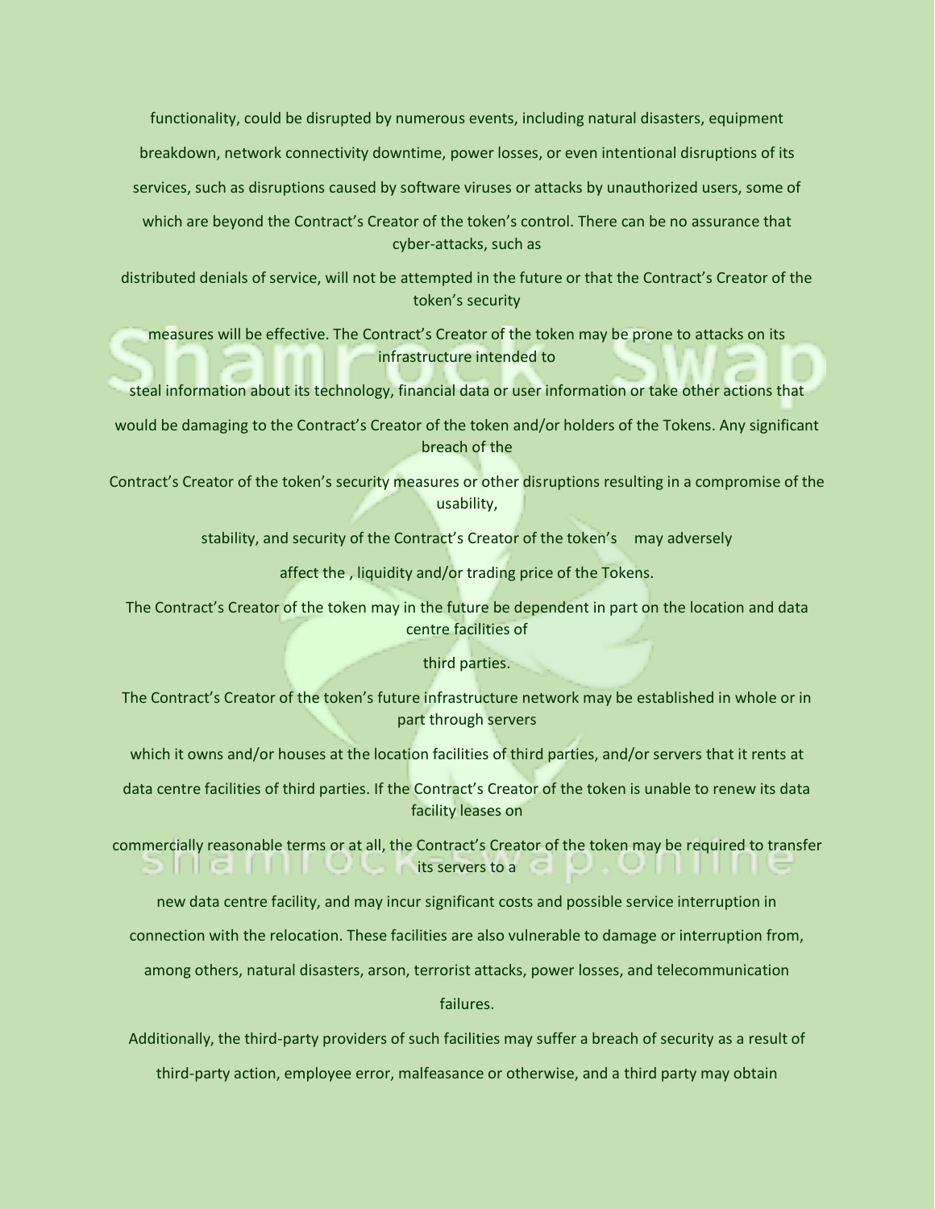functionality, could be disrupted by numerous events, including natural disasters, equipment breakdown, network connectivity downtime, power losses, or even intentional disruptions of its services, such as disruptions caused by software viruses or attacks by unauthorized users, some of which are beyond the Contract's Creator of the token's control. There can be no assurance that cyber-attacks, such as distributed denials of service, will not be attempted in the future or that the Contract's Creator of the token's security measures will be effective. The Contract's Creator of the token may be prone to attacks on its infrastructure intended to steal information about its technology, financial data or user information or take other actions that would be damaging to the Contract's Creator of the token and/or holders of the Tokens. Any significant breach of the Contract's Creator of the token's security measures or other disruptions resulting in a compromise of the usability, stability, and security of the Contract's Creator of the token's may adversely affect the , liquidity and/or trading price of the Tokens.

The Contract's Creator of the token may in the future be dependent in part on the location and data centre facilities of third parties.

The Contract's Creator of the token's future infrastructure network may be established in whole or in part through servers which it owns and/or houses at the location facilities of third parties, and/or servers that it rents at data centre facilities of third parties. If the Contract's Creator of the token is unable to renew its data facility leases on commercially reasonable terms or at all, the Contract's Creator of the token may be required to transfer its servers to a new data centre facility, and may incur significant costs and possible service interruption in connection with the relocation. These facilities are also vulnerable to damage or interruption from, among others, natural disasters, arson, terrorist attacks, power losses, and telecommunication failures.

Additionally, the third-party providers of such facilities may suffer a breach of security as a result of third-party action, employee error, malfeasance or otherwise, and a third party may obtain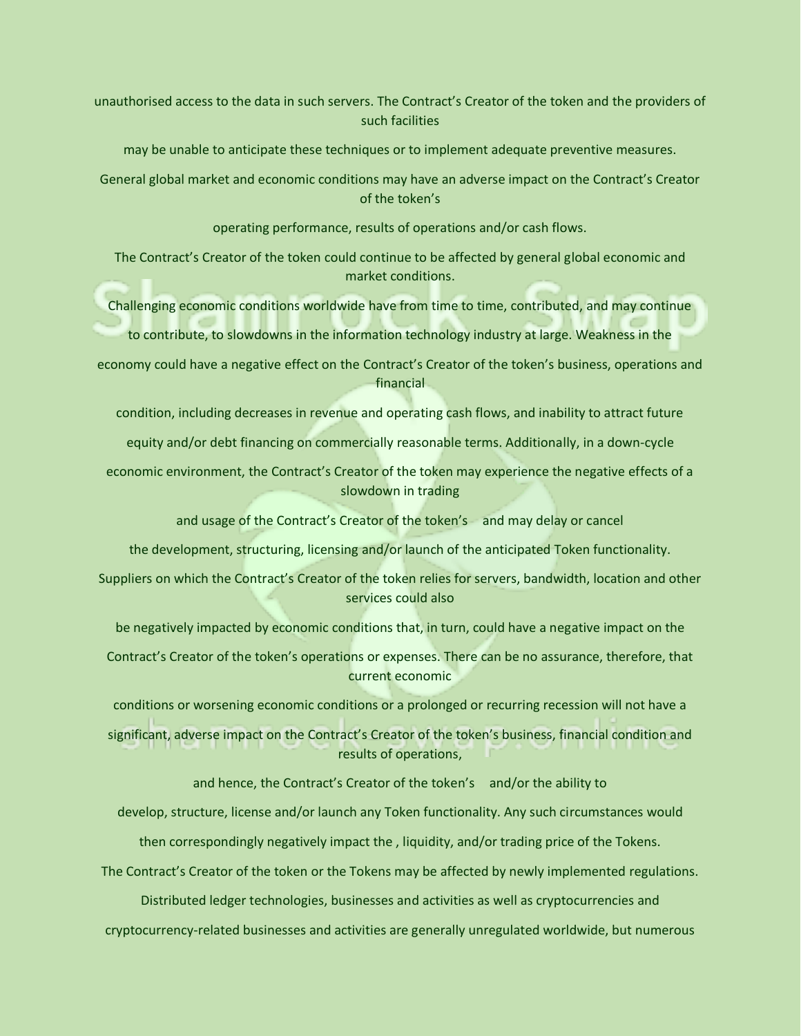unauthorised access to the data in such servers. The Contract's Creator of the token and the providers of such facilities may be unable to anticipate these techniques or to implement adequate preventive measures.

General global market and economic conditions may have an adverse impact on the Contract's Creator of the token's operating performance, results of operations and/or cash flows.

The Contract's Creator of the token could continue to be affected by general global economic and market conditions.

Challenging economic conditions worldwide have from time to time, contributed, and may continue to contribute, to slowdowns in the information technology industry at large. Weakness in the economy could have a negative effect on the Contract's Creator of the token's business, operations and financial condition, including decreases in revenue and operating cash flows, and inability to attract future equity and/or debt financing on commercially reasonable terms. Additionally, in a down-cycle economic environment, the Contract's Creator of the token may experience the negative effects of a slowdown in trading and usage of the Contract's Creator of the token's  and may delay or cancel the development, structuring, licensing and/or launch of the anticipated Token functionality.

Suppliers on which the Contract's Creator of the token relies for servers, bandwidth, location and other services could also be negatively impacted by economic conditions that, in turn, could have a negative impact on the Contract's Creator of the token's operations or expenses. There can be no assurance, therefore, that current economic conditions or worsening economic conditions or a prolonged or recurring recession will not have a significant, adverse impact on the Contract's Creator of the token's business, financial condition and results of operations, and hence, the Contract's Creator of the token's  and/or the ability to develop, structure, license and/or launch any Token functionality. Any such circumstances would then correspondingly negatively impact the , liquidity, and/or trading price of the Tokens.

The Contract's Creator of the token or the Tokens may be affected by newly implemented regulations.

Distributed ledger technologies, businesses and activities as well as cryptocurrencies and cryptocurrency-related businesses and activities are generally unregulated worldwide, but numerous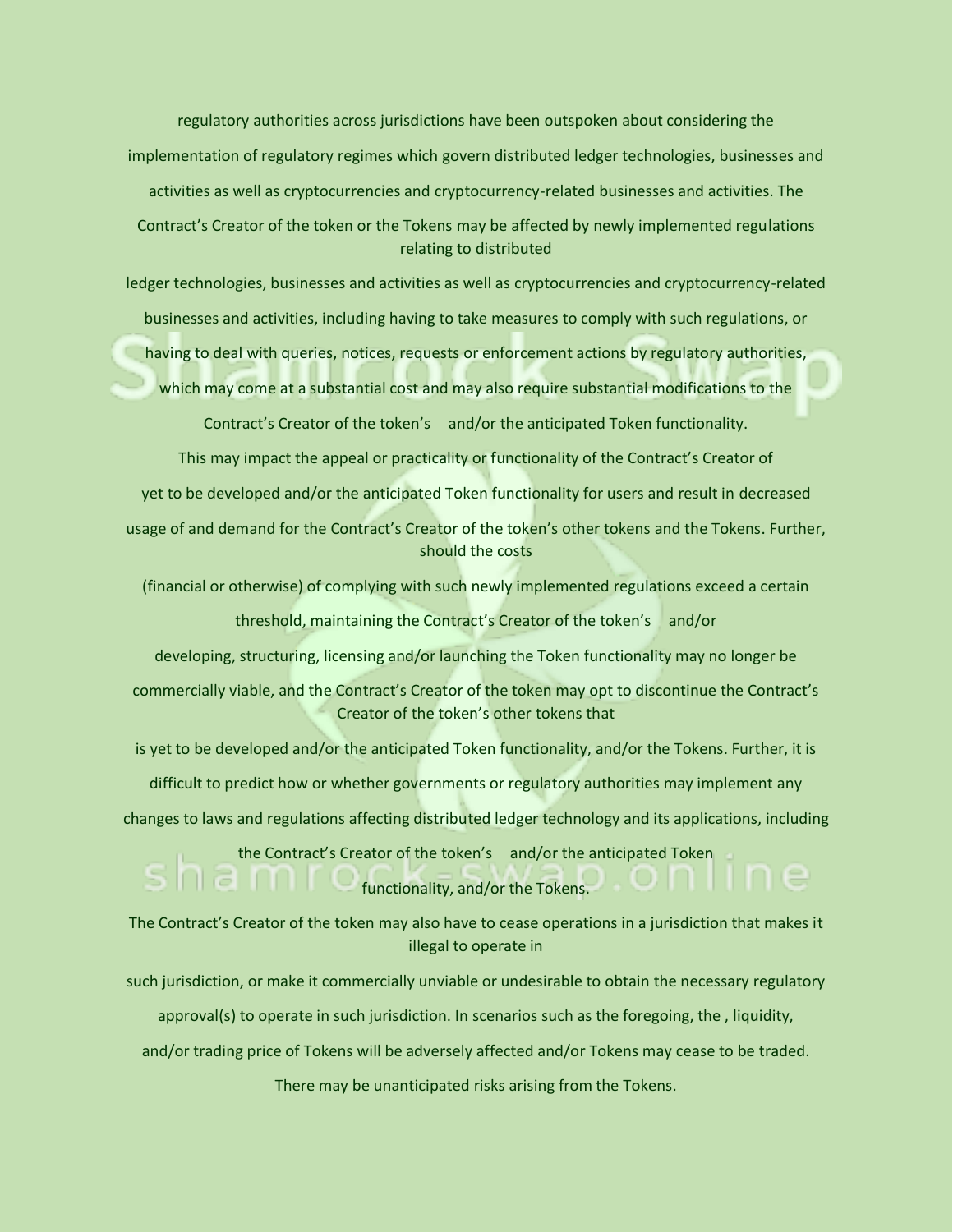regulatory authorities across jurisdictions have been outspoken about considering the implementation of regulatory regimes which govern distributed ledger technologies, businesses and activities as well as cryptocurrencies and cryptocurrency-related businesses and activities. The Contract's Creator of the token or the Tokens may be affected by newly implemented regulations relating to distributed ledger technologies, businesses and activities as well as cryptocurrencies and cryptocurrency-related businesses and activities, including having to take measures to comply with such regulations, or having to deal with queries, notices, requests or enforcement actions by regulatory authorities, which may come at a substantial cost and may also require substantial modifications to the Contract's Creator of the token's and/or the anticipated Token functionality.

This may impact the appeal or practicality or functionality of the Contract's Creator of yet to be developed and/or the anticipated Token functionality for users and result in decreased usage of and demand for the Contract's Creator of the token's other tokens and the Tokens. Further, should the costs (financial or otherwise) of complying with such newly implemented regulations exceed a certain threshold, maintaining the Contract's Creator of the token's and/or developing, structuring, licensing and/or launching the Token functionality may no longer be commercially viable, and the Contract's Creator of the token may opt to discontinue the Contract's Creator of the token's other tokens that is yet to be developed and/or the anticipated Token functionality, and/or the Tokens. Further, it is difficult to predict how or whether governments or regulatory authorities may implement any changes to laws and regulations affecting distributed ledger technology and its applications, including the Contract's Creator of the token's and/or the anticipated Token functionality, and/or the Tokens.

The Contract's Creator of the token may also have to cease operations in a jurisdiction that makes it illegal to operate in such jurisdiction, or make it commercially unviable or undesirable to obtain the necessary regulatory approval(s) to operate in such jurisdiction. In scenarios such as the foregoing, the , liquidity, and/or trading price of Tokens will be adversely affected and/or Tokens may cease to be traded.

There may be unanticipated risks arising from the Tokens.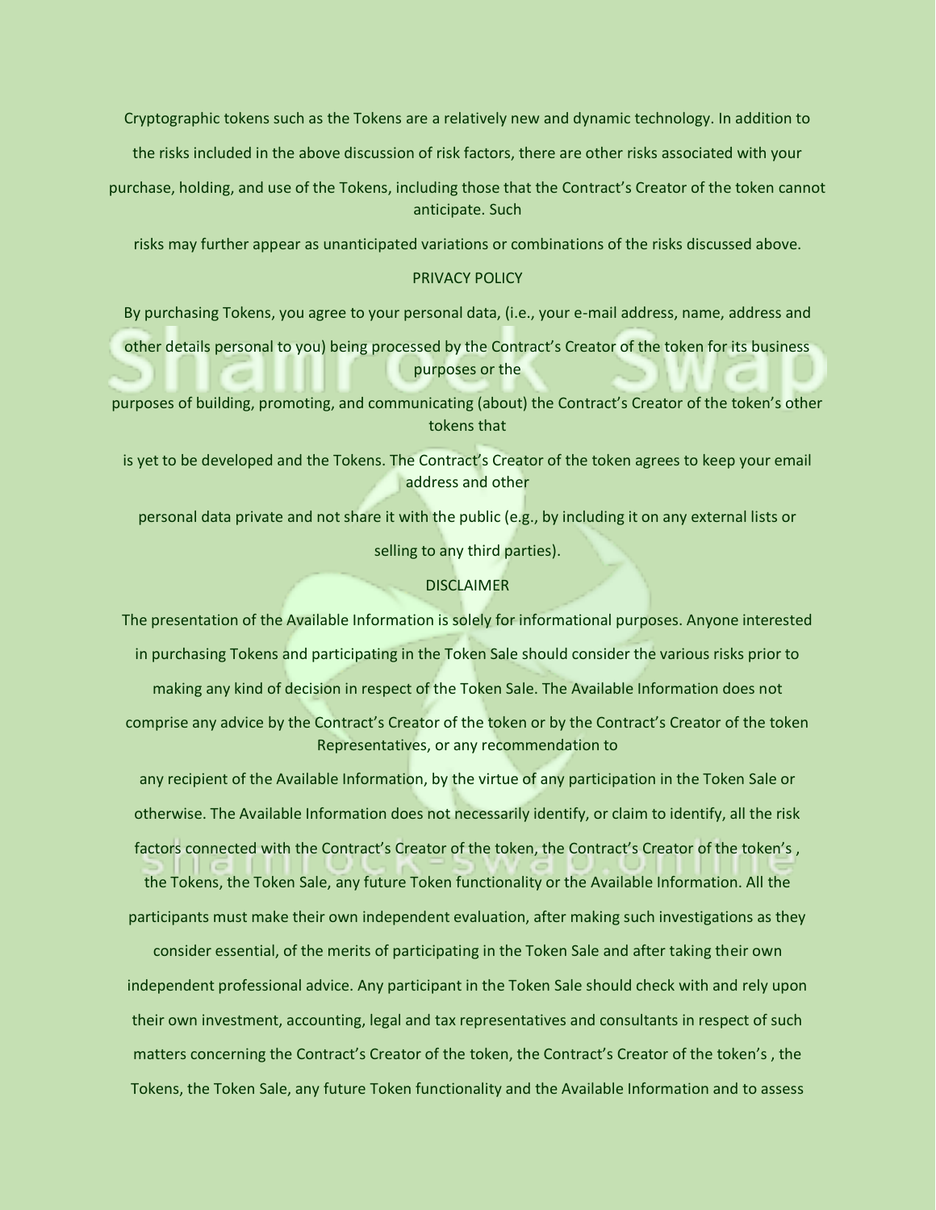Cryptographic tokens such as the Tokens are a relatively new and dynamic technology. In addition to the risks included in the above discussion of risk factors, there are other risks associated with your purchase, holding, and use of the Tokens, including those that the Contract's Creator of the token cannot anticipate. Such risks may further appear as unanticipated variations or combinations of the risks discussed above.

## PRIVACY POLICY

By purchasing Tokens, you agree to your personal data, (i.e., your e-mail address, name, address and other details personal to you) being processed by the Contract's Creator of the token for its business purposes or the purposes of building, promoting, and communicating (about) the Contract's Creator of the token's other tokens that is yet to be developed and the Tokens. The Contract's Creator of the token agrees to keep your email address and other personal data private and not share it with the public (e.g., by including it on any external lists or selling to any third parties).

## DISCLAIMER

The presentation of the Available Information is solely for informational purposes. Anyone interested in purchasing Tokens and participating in the Token Sale should consider the various risks prior to making any kind of decision in respect of the Token Sale. The Available Information does not comprise any advice by the Contract's Creator of the token or by the Contract's Creator of the token Representatives, or any recommendation to any recipient of the Available Information, by the virtue of any participation in the Token Sale or otherwise. The Available Information does not necessarily identify, or claim to identify, all the risk factors connected with the Contract's Creator of the token, the Contract's Creator of the token's , the Tokens, the Token Sale, any future Token functionality or the Available Information. All the participants must make their own independent evaluation, after making such investigations as they consider essential, of the merits of participating in the Token Sale and after taking their own independent professional advice. Any participant in the Token Sale should check with and rely upon their own investment, accounting, legal and tax representatives and consultants in respect of such matters concerning the Contract's Creator of the token, the Contract's Creator of the token's , the Tokens, the Token Sale, any future Token functionality and the Available Information and to assess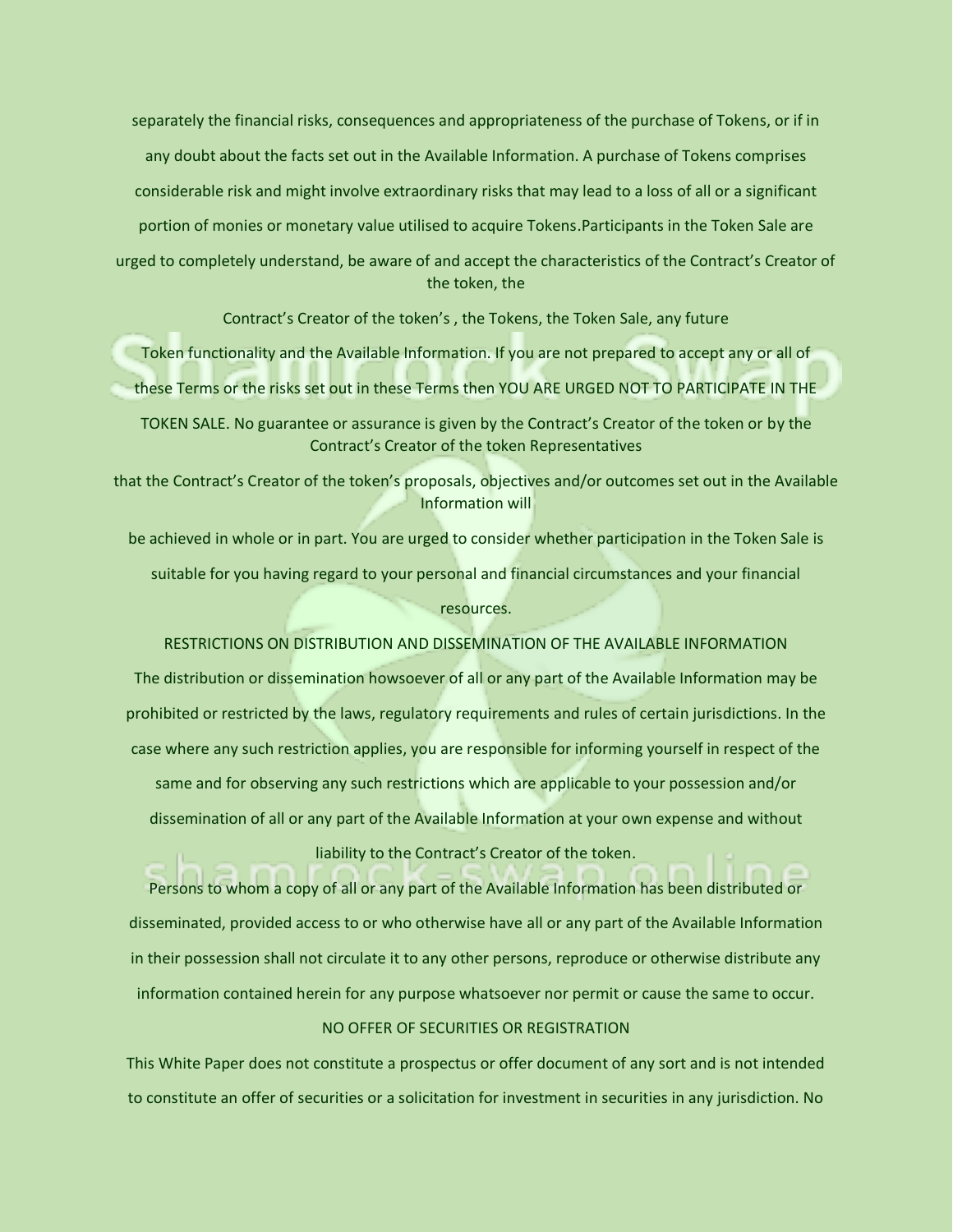separately the financial risks, consequences and appropriateness of the purchase of Tokens, or if in any doubt about the facts set out in the Available Information. A purchase of Tokens comprises considerable risk and might involve extraordinary risks that may lead to a loss of all or a significant portion of monies or monetary value utilised to acquire Tokens.Participants in the Token Sale are urged to completely understand, be aware of and accept the characteristics of the Contract's Creator of the token, the

Contract's Creator of the token's , the Tokens, the Token Sale, any future Token functionality and the Available Information. If you are not prepared to accept any or all of these Terms or the risks set out in these Terms then YOU ARE URGED NOT TO PARTICIPATE IN THE TOKEN SALE. No guarantee or assurance is given by the Contract's Creator of the token or by the Contract's Creator of the token Representatives

that the Contract's Creator of the token's proposals, objectives and/or outcomes set out in the Available Information will

be achieved in whole or in part. You are urged to consider whether participation in the Token Sale is suitable for you having regard to your personal and financial circumstances and your financial resources.

RESTRICTIONS ON DISTRIBUTION AND DISSEMINATION OF THE AVAILABLE INFORMATION

The distribution or dissemination howsoever of all or any part of the Available Information may be prohibited or restricted by the laws, regulatory requirements and rules of certain jurisdictions. In the case where any such restriction applies, you are responsible for informing yourself in respect of the same and for observing any such restrictions which are applicable to your possession and/or dissemination of all or any part of the Available Information at your own expense and without liability to the Contract's Creator of the token.

Persons to whom a copy of all or any part of the Available Information has been distributed or disseminated, provided access to or who otherwise have all or any part of the Available Information in their possession shall not circulate it to any other persons, reproduce or otherwise distribute any information contained herein for any purpose whatsoever nor permit or cause the same to occur.

NO OFFER OF SECURITIES OR REGISTRATION

This White Paper does not constitute a prospectus or offer document of any sort and is not intended to constitute an offer of securities or a solicitation for investment in securities in any jurisdiction. No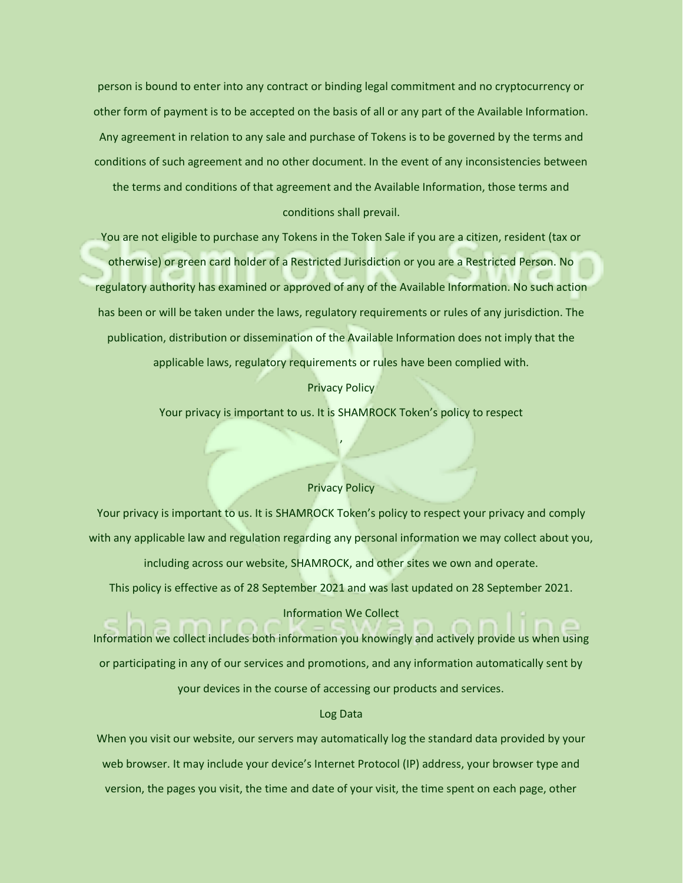person is bound to enter into any contract or binding legal commitment and no cryptocurrency or other form of payment is to be accepted on the basis of all or any part of the Available Information. Any agreement in relation to any sale and purchase of Tokens is to be governed by the terms and conditions of such agreement and no other document. In the event of any inconsistencies between the terms and conditions of that agreement and the Available Information, those terms and conditions shall prevail.

You are not eligible to purchase any Tokens in the Token Sale if you are a citizen, resident (tax or otherwise) or green card holder of a Restricted Jurisdiction or you are a Restricted Person. No regulatory authority has examined or approved of any of the Available Information. No such action has been or will be taken under the laws, regulatory requirements or rules of any jurisdiction. The publication, distribution or dissemination of the Available Information does not imply that the applicable laws, regulatory requirements or rules have been complied with.

Privacy Policy

Your privacy is important to us. It is SHAMROCK Token's policy to respect

,

## Privacy Policy

Your privacy is important to us. It is SHAMROCK Token's policy to respect your privacy and comply with any applicable law and regulation regarding any personal information we may collect about you, including across our website, SHAMROCK, and other sites we own and operate.

This policy is effective as of 28 September 2021 and was last updated on 28 September 2021.

### Information We Collect

Information we collect includes both information you knowingly and actively provide us when using or participating in any of our services and promotions, and any information automatically sent by your devices in the course of accessing our products and services.

### Log Data

When you visit our website, our servers may automatically log the standard data provided by your web browser. It may include your device's Internet Protocol (IP) address, your browser type and version, the pages you visit, the time and date of your visit, the time spent on each page, other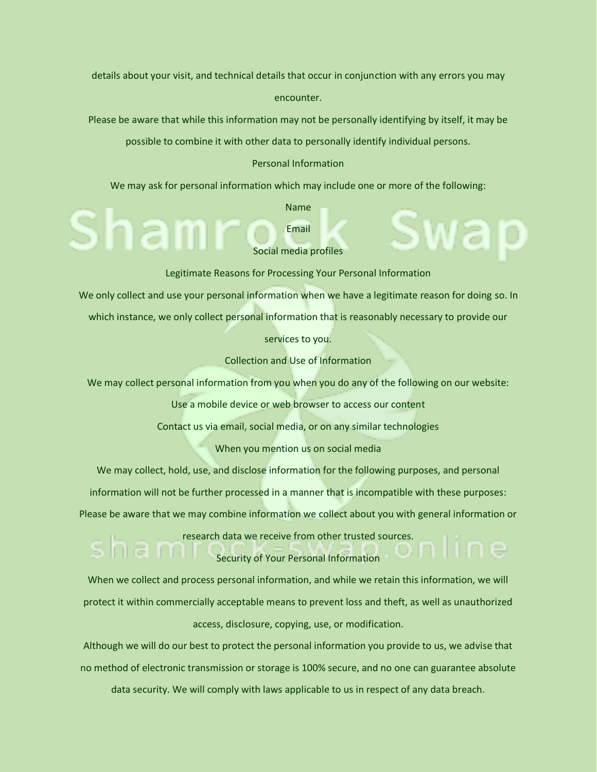details about your visit, and technical details that occur in conjunction with any errors you may encounter.

Please be aware that while this information may not be personally identifying by itself, it may be possible to combine it with other data to personally identify individual persons.

## Personal Information

We may ask for personal information which may include one or more of the following:

- Name
- Email
- Social media profiles

## Legitimate Reasons for Processing Your Personal Information

We only collect and use your personal information when we have a legitimate reason for doing so. In which instance, we only collect personal information that is reasonably necessary to provide our services to you.

## Collection and Use of Information

We may collect personal information from you when you do any of the following on our website:

- Use a mobile device or web browser to access our content
- Contact us via email, social media, or on any similar technologies
- When you mention us on social media

We may collect, hold, use, and disclose information for the following purposes, and personal information will not be further processed in a manner that is incompatible with these purposes:

Please be aware that we may combine information we collect about you with general information or research data we receive from other trusted sources.

## Security of Your Personal Information

When we collect and process personal information, and while we retain this information, we will protect it within commercially acceptable means to prevent loss and theft, as well as unauthorized access, disclosure, copying, use, or modification.

Although we will do our best to protect the personal information you provide to us, we advise that no method of electronic transmission or storage is 100% secure, and no one can guarantee absolute data security. We will comply with laws applicable to us in respect of any data breach.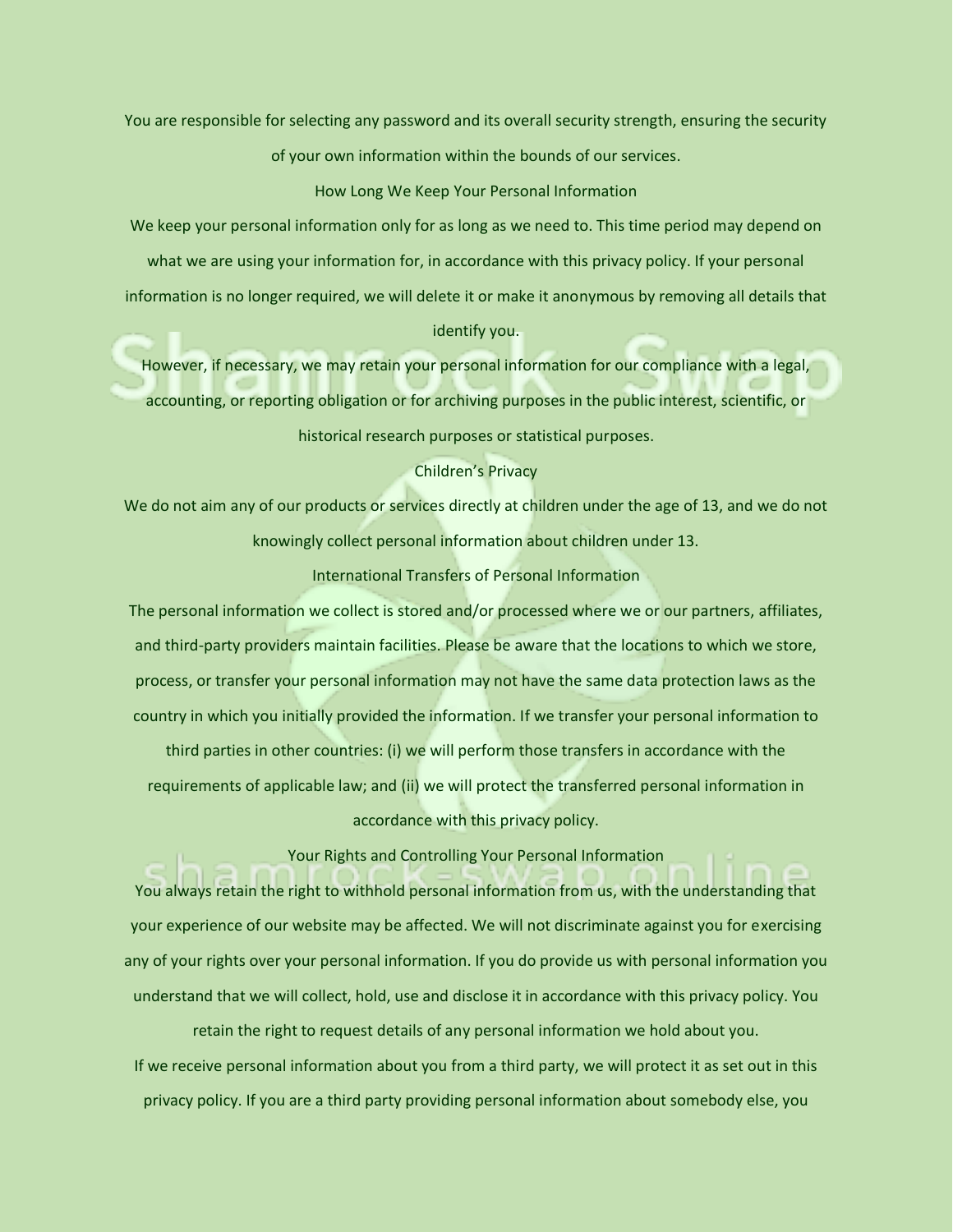You are responsible for selecting any password and its overall security strength, ensuring the security of your own information within the bounds of our services.

## How Long We Keep Your Personal Information

We keep your personal information only for as long as we need to. This time period may depend on what we are using your information for, in accordance with this privacy policy. If your personal information is no longer required, we will delete it or make it anonymous by removing all details that identify you.

However, if necessary, we may retain your personal information for our compliance with a legal, accounting, or reporting obligation or for archiving purposes in the public interest, scientific, or historical research purposes or statistical purposes.

## Children's Privacy

We do not aim any of our products or services directly at children under the age of 13, and we do not knowingly collect personal information about children under 13.

## International Transfers of Personal Information

The personal information we collect is stored and/or processed where we or our partners, affiliates, and third-party providers maintain facilities. Please be aware that the locations to which we store, process, or transfer your personal information may not have the same data protection laws as the country in which you initially provided the information. If we transfer your personal information to third parties in other countries: (i) we will perform those transfers in accordance with the requirements of applicable law; and (ii) we will protect the transferred personal information in accordance with this privacy policy.

## Your Rights and Controlling Your Personal Information

You always retain the right to withhold personal information from us, with the understanding that your experience of our website may be affected. We will not discriminate against you for exercising any of your rights over your personal information. If you do provide us with personal information you understand that we will collect, hold, use and disclose it in accordance with this privacy policy. You retain the right to request details of any personal information we hold about you.

If we receive personal information about you from a third party, we will protect it as set out in this privacy policy. If you are a third party providing personal information about somebody else, you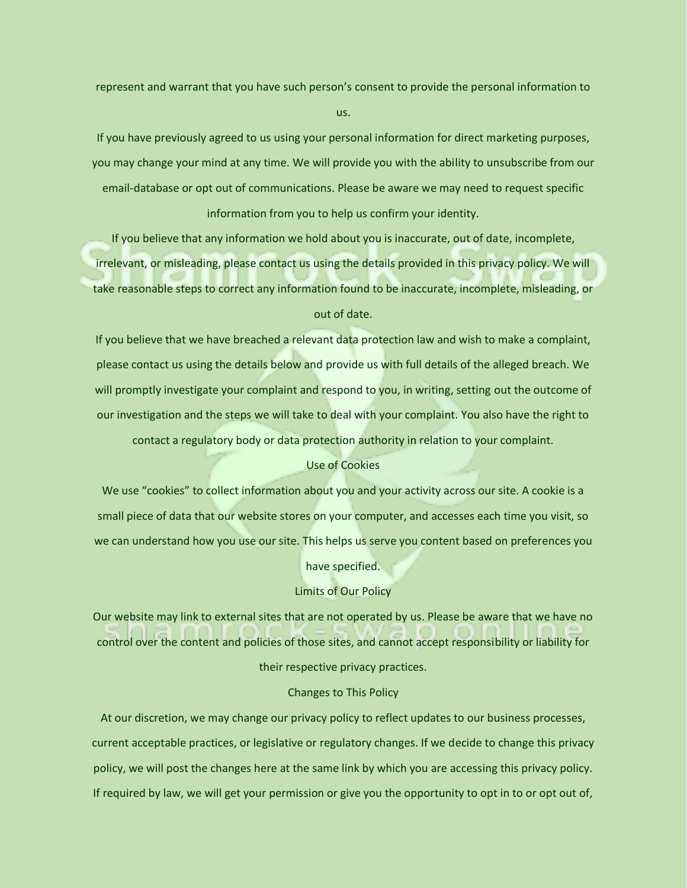represent and warrant that you have such person's consent to provide the personal information to us.

If you have previously agreed to us using your personal information for direct marketing purposes, you may change your mind at any time. We will provide you with the ability to unsubscribe from our email-database or opt out of communications. Please be aware we may need to request specific information from you to help us confirm your identity.

If you believe that any information we hold about you is inaccurate, out of date, incomplete, irrelevant, or misleading, please contact us using the details provided in this privacy policy. We will take reasonable steps to correct any information found to be inaccurate, incomplete, misleading, or out of date.

If you believe that we have breached a relevant data protection law and wish to make a complaint, please contact us using the details below and provide us with full details of the alleged breach. We will promptly investigate your complaint and respond to you, in writing, setting out the outcome of our investigation and the steps we will take to deal with your complaint. You also have the right to contact a regulatory body or data protection authority in relation to your complaint.

## Use of Cookies

We use "cookies" to collect information about you and your activity across our site. A cookie is a small piece of data that our website stores on your computer, and accesses each time you visit, so we can understand how you use our site. This helps us serve you content based on preferences you have specified.

## Limits of Our Policy

Our website may link to external sites that are not operated by us. Please be aware that we have no control over the content and policies of those sites, and cannot accept responsibility or liability for their respective privacy practices.

## Changes to This Policy

At our discretion, we may change our privacy policy to reflect updates to our business processes, current acceptable practices, or legislative or regulatory changes. If we decide to change this privacy policy, we will post the changes here at the same link by which you are accessing this privacy policy. If required by law, we will get your permission or give you the opportunity to opt in to or opt out of,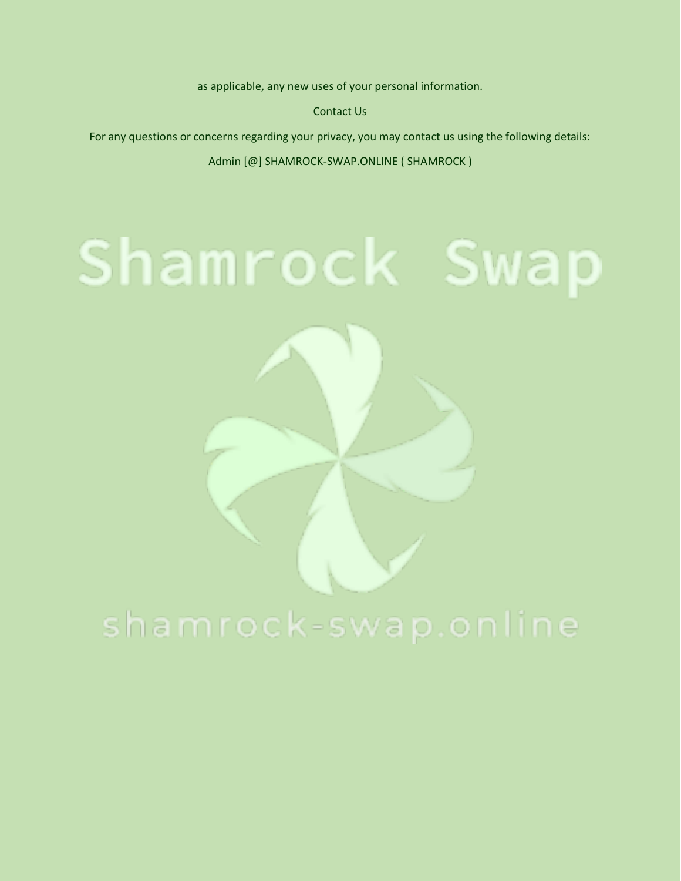as applicable, any new uses of your personal information.

## Contact Us

For any questions or concerns regarding your privacy, you may contact us using the following details:

Admin [@] SHAMROCK-SWAP.ONLINE ( SHAMROCK )

Shamrock Swap

shamrock-swap.online